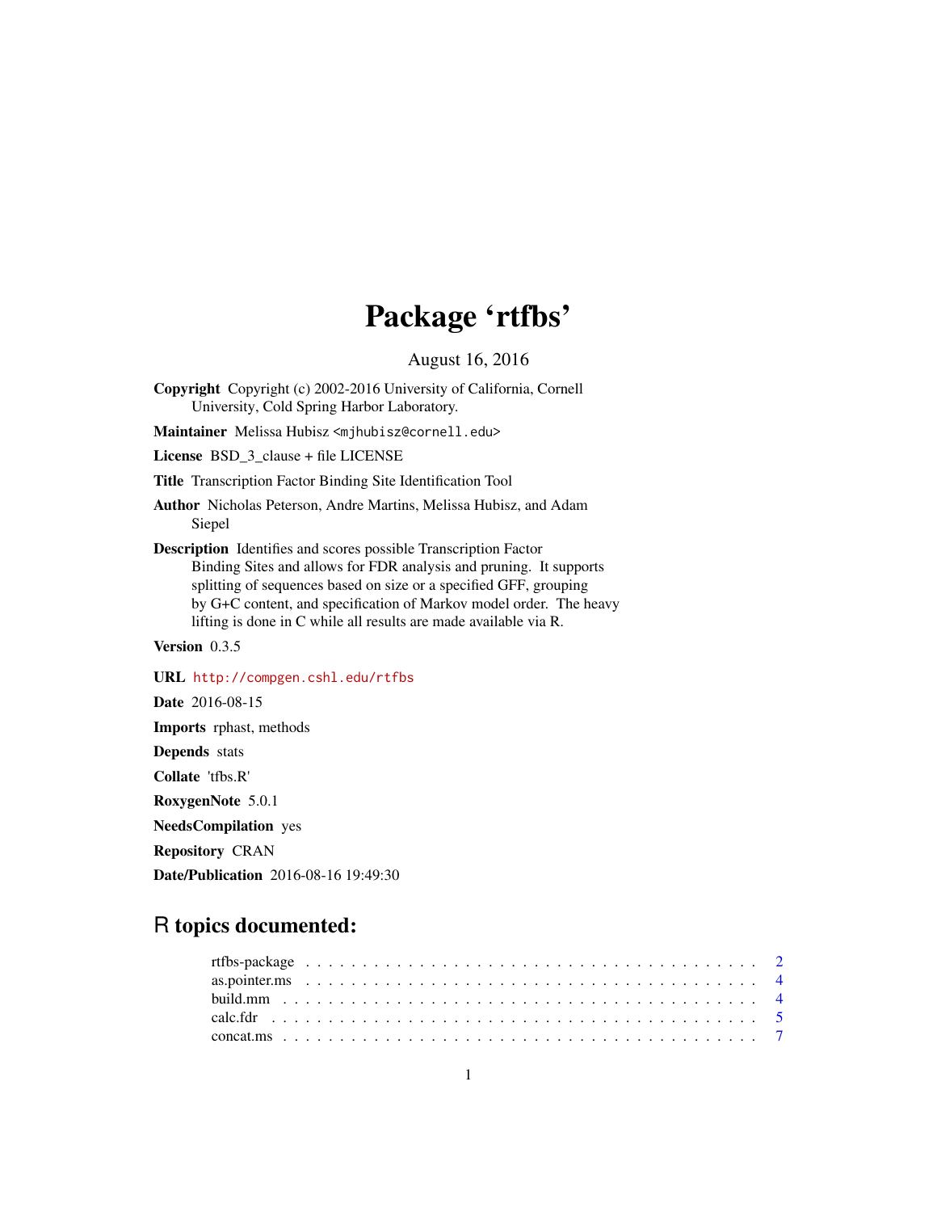# Package 'rtfbs'

August 16, 2016

**Copyright** Copyright (c) 2002-2016 University of California, Cornell University, Cold Spring Harbor Laboratory.

**Maintainer** Melissa Hubisz <mjhubisz@cornell.edu>

**License** BSD_3_clause + file LICENSE

**Title** Transcription Factor Binding Site Identification Tool

**Author** Nicholas Peterson, Andre Martins, Melissa Hubisz, and Adam Siepel

**Description** Identifies and scores possible Transcription Factor Binding Sites and allows for FDR analysis and pruning. It supports splitting of sequences based on size or a specified GFF, grouping by G+C content, and specification of Markov model order. The heavy lifting is done in C while all results are made available via R.

**Version** 0.3.5

**URL** http://compgen.cshl.edu/rtfbs

**Date** 2016-08-15

**Imports** rphast, methods

**Depends** stats

**Collate** 'tfbs.R'

**RoxygenNote** 5.0.1

**NeedsCompilation** yes

**Repository** CRAN

**Date/Publication** 2016-08-16 19:49:30

## R topics documented:

- rtfbs-package . . . . . . . . . . . . . . . . . . . . . . . . . . . . . . . . . . . . 2
- as.pointer.ms . . . . . . . . . . . . . . . . . . . . . . . . . . . . . . . . . . . . 4
- build.mm . . . . . . . . . . . . . . . . . . . . . . . . . . . . . . . . . . . . . . 4
- calc.fdr . . . . . . . . . . . . . . . . . . . . . . . . . . . . . . . . . . . . . . . 5
- concat.ms . . . . . . . . . . . . . . . . . . . . . . . . . . . . . . . . . . . . . . 7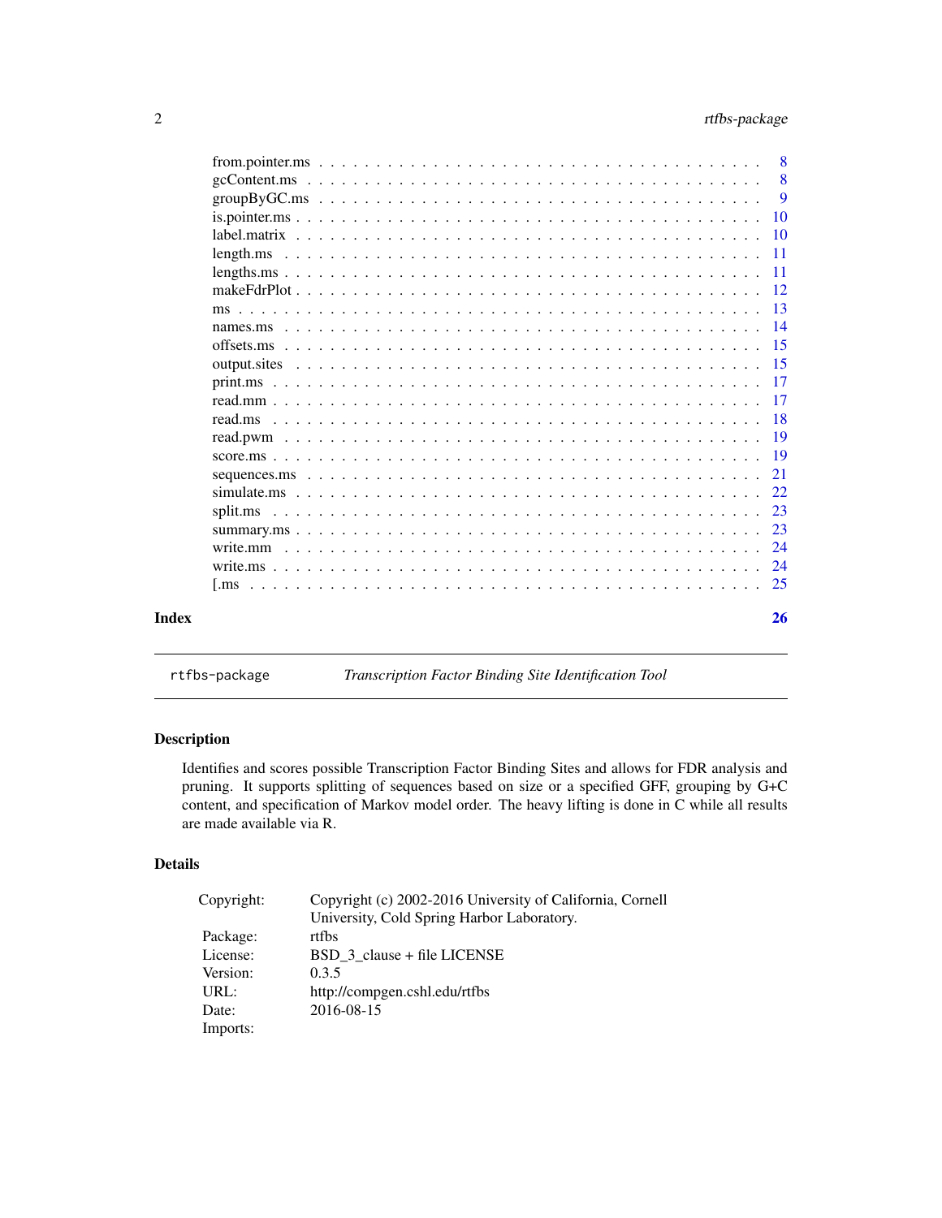| | |
|---|---|
| from.pointer.ms | 8 |
| gcContent.ms | 8 |
| groupByGC.ms | 9 |
| is.pointer.ms | 10 |
| label.matrix | 10 |
| length.ms | 11 |
| lengths.ms | 11 |
| makeFdrPlot | 12 |
| ms | 13 |
| names.ms | 14 |
| offsets.ms | 15 |
| output.sites | 15 |
| print.ms | 17 |
| read.mm | 17 |
| read.ms | 18 |
| read.pwm | 19 |
| score.ms | 19 |
| sequences.ms | 21 |
| simulate.ms | 22 |
| split.ms | 23 |
| summary.ms | 23 |
| write.mm | 24 |
| write.ms | 24 |
| [.ms | 25 |

**Index** **26**

---

rtfbs-package *Transcription Factor Binding Site Identification Tool*

---

## Description

Identifies and scores possible Transcription Factor Binding Sites and allows for FDR analysis and pruning. It supports splitting of sequences based on size or a specified GFF, grouping by G+C content, and specification of Markov model order. The heavy lifting is done in C while all results are made available via R.

## Details

| | |
|---|---|
| Copyright: | Copyright (c) 2002-2016 University of California, Cornell University, Cold Spring Harbor Laboratory. |
| Package: | rtfbs |
| License: | BSD_3_clause + file LICENSE |
| Version: | 0.3.5 |
| URL: | http://compgen.cshl.edu/rtfbs |
| Date: | 2016-08-15 |
| Imports: | |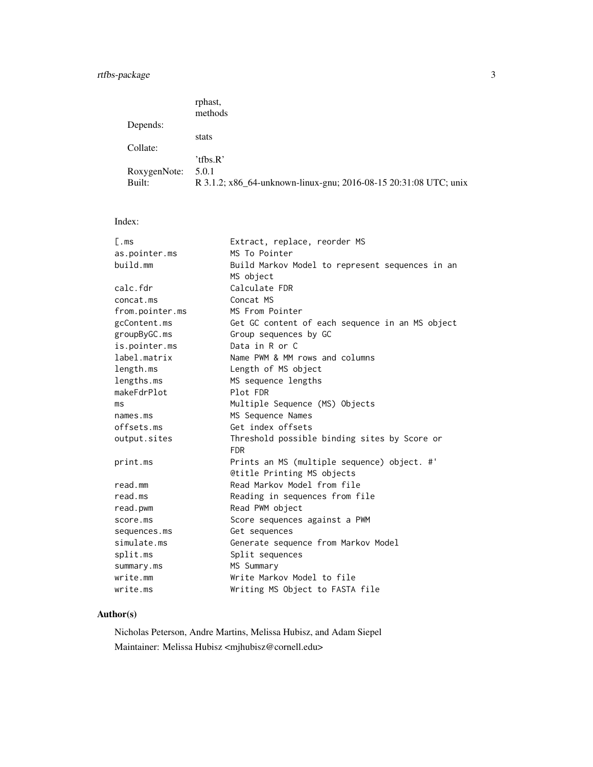| | |
|---|---|
| | rphast, methods |
| Depends: | stats |
| Collate: | 'tfbs.R' |
| RoxygenNote: | 5.0.1 |
| Built: | R 3.1.2; x86_64-unknown-linux-gnu; 2016-08-15 20:31:08 UTC; unix |

Index:

```
[.ms                    Extract, replace, reorder MS
as.pointer.ms           MS To Pointer
build.mm                Build Markov Model to represent sequences in an
                        MS object
calc.fdr                Calculate FDR
concat.ms               Concat MS
from.pointer.ms         MS From Pointer
gcContent.ms            Get GC content of each sequence in an MS object
groupByGC.ms            Group sequences by GC
is.pointer.ms           Data in R or C
label.matrix            Name PWM & MM rows and columns
length.ms               Length of MS object
lengths.ms              MS sequence lengths
makeFdrPlot             Plot FDR
ms                      Multiple Sequence (MS) Objects
names.ms                MS Sequence Names
offsets.ms              Get index offsets
output.sites            Threshold possible binding sites by Score or
                        FDR
print.ms                Prints an MS (multiple sequence) object. #'
                        @title Printing MS objects
read.mm                 Read Markov Model from file
read.ms                 Reading in sequences from file
read.pwm                Read PWM object
score.ms                Score sequences against a PWM
sequences.ms            Get sequences
simulate.ms             Generate sequence from Markov Model
split.ms                Split sequences
summary.ms              MS Summary
write.mm                Write Markov Model to file
write.ms                Writing MS Object to FASTA file
```

## Author(s)

Nicholas Peterson, Andre Martins, Melissa Hubisz, and Adam Siepel

Maintainer: Melissa Hubisz <mjhubisz@cornell.edu>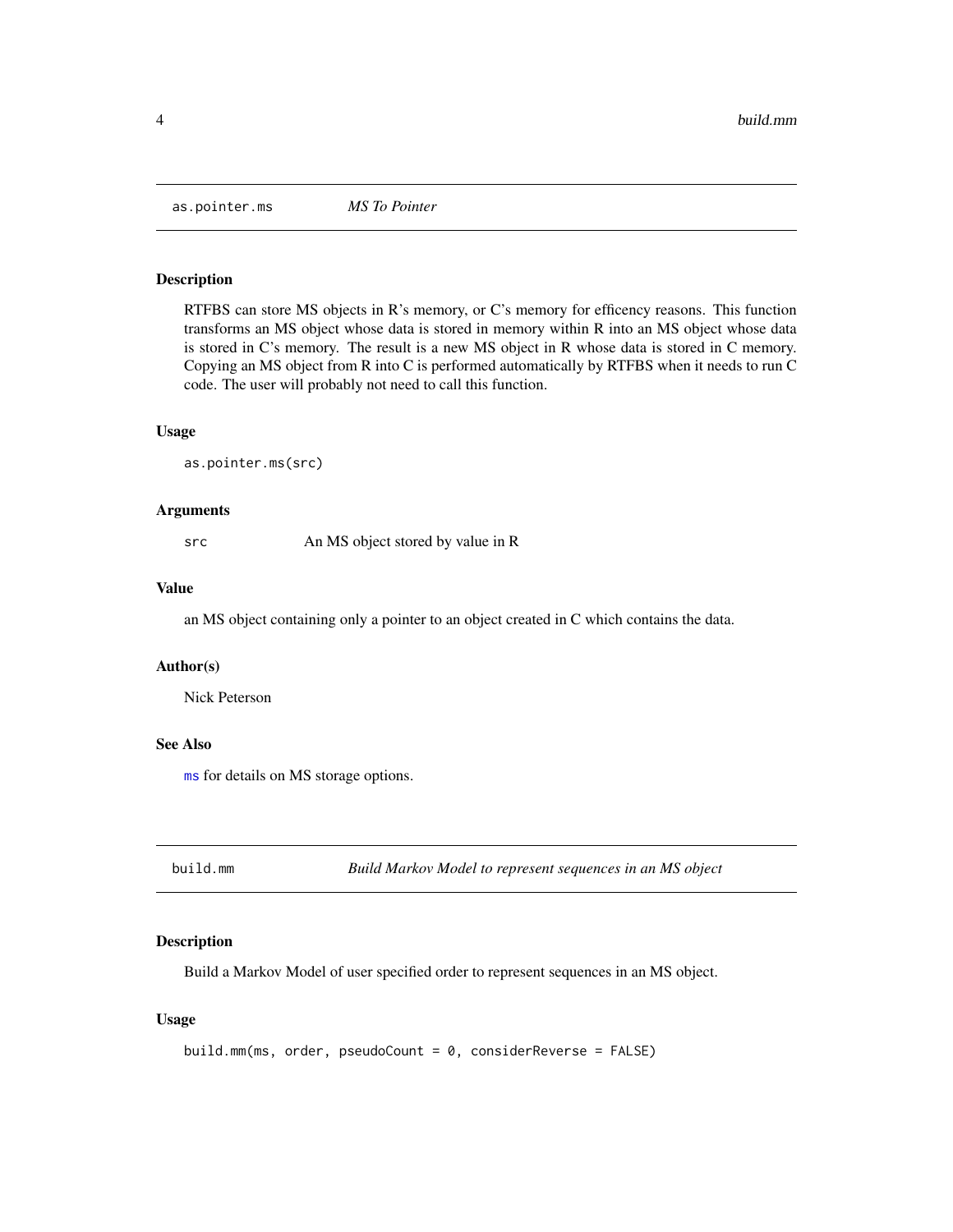## as.pointer.ms *MS To Pointer*

### Description

RTFBS can store MS objects in R's memory, or C's memory for efficency reasons. This function transforms an MS object whose data is stored in memory within R into an MS object whose data is stored in C's memory. The result is a new MS object in R whose data is stored in C memory. Copying an MS object from R into C is performed automatically by RTFBS when it needs to run C code. The user will probably not need to call this function.

### Usage

```
as.pointer.ms(src)
```

### Arguments

| | |
|---|---|
| src | An MS object stored by value in R |

### Value

an MS object containing only a pointer to an object created in C which contains the data.

### Author(s)

Nick Peterson

### See Also

`ms` for details on MS storage options.

## build.mm *Build Markov Model to represent sequences in an MS object*

### Description

Build a Markov Model of user specified order to represent sequences in an MS object.

### Usage

```
build.mm(ms, order, pseudoCount = 0, considerReverse = FALSE)
```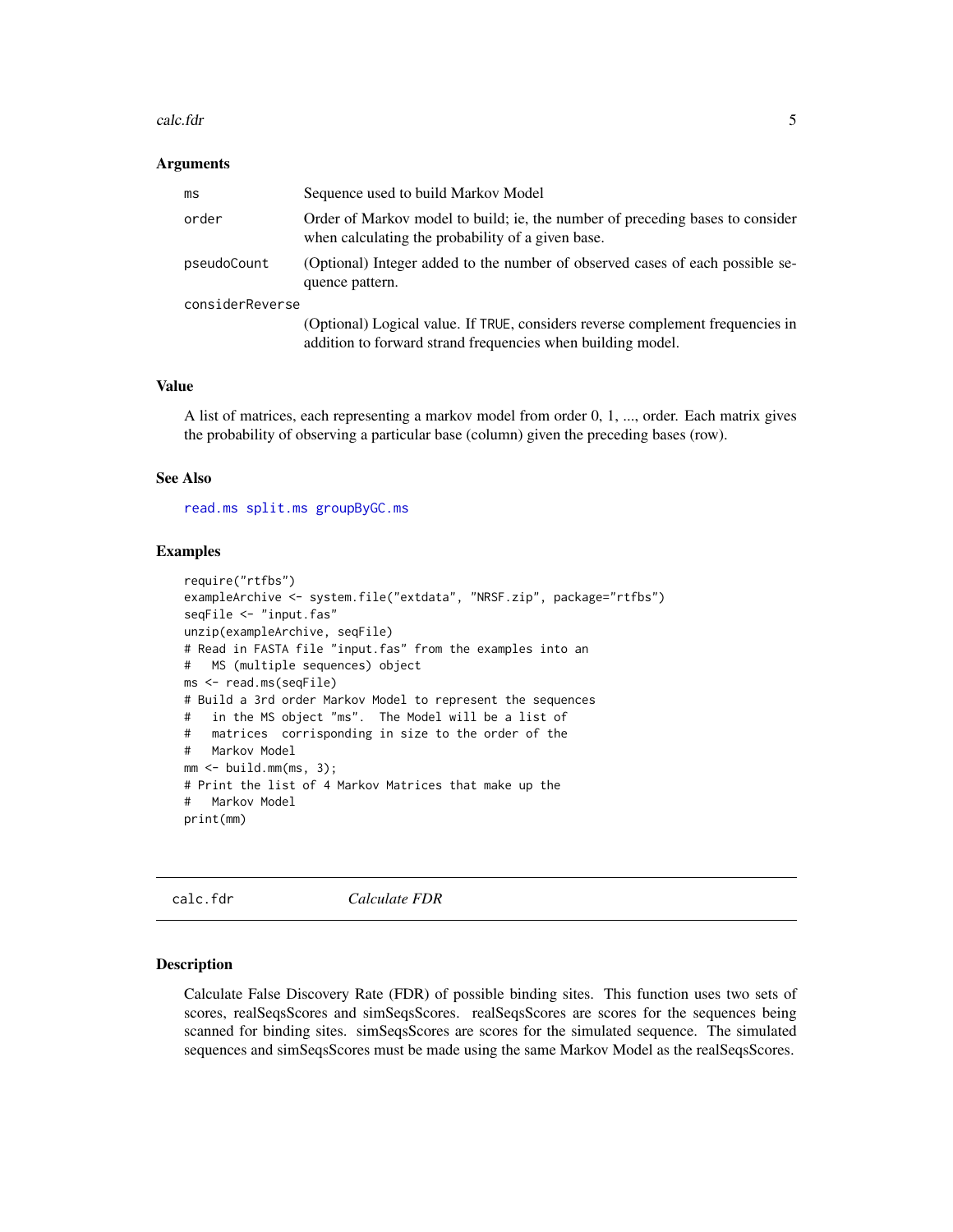### Arguments

| | |
|---|---|
| ms | Sequence used to build Markov Model |
| order | Order of Markov model to build; ie, the number of preceding bases to consider when calculating the probability of a given base. |
| pseudoCount | (Optional) Integer added to the number of observed cases of each possible sequence pattern. |
| considerReverse | (Optional) Logical value. If TRUE, considers reverse complement frequencies in addition to forward strand frequencies when building model. |

### Value

A list of matrices, each representing a markov model from order 0, 1, ..., order. Each matrix gives the probability of observing a particular base (column) given the preceding bases (row).

### See Also

read.ms split.ms groupByGC.ms

### Examples

```
require("rtfbs")
exampleArchive <- system.file("extdata", "NRSF.zip", package="rtfbs")
seqFile <- "input.fas"
unzip(exampleArchive, seqFile)
# Read in FASTA file "input.fas" from the examples into an
#   MS (multiple sequences) object
ms <- read.ms(seqFile)
# Build a 3rd order Markov Model to represent the sequences
#   in the MS object "ms".  The Model will be a list of
#   matrices  corrisponding in size to the order of the
#   Markov Model
mm <- build.mm(ms, 3);
# Print the list of 4 Markov Matrices that make up the
#   Markov Model
print(mm)
```

---

## calc.fdr *Calculate FDR*

### Description

Calculate False Discovery Rate (FDR) of possible binding sites. This function uses two sets of scores, realSeqsScores and simSeqsScores. realSeqsScores are scores for the sequences being scanned for binding sites. simSeqsScores are scores for the simulated sequence. The simulated sequences and simSeqsScores must be made using the same Markov Model as the realSeqsScores.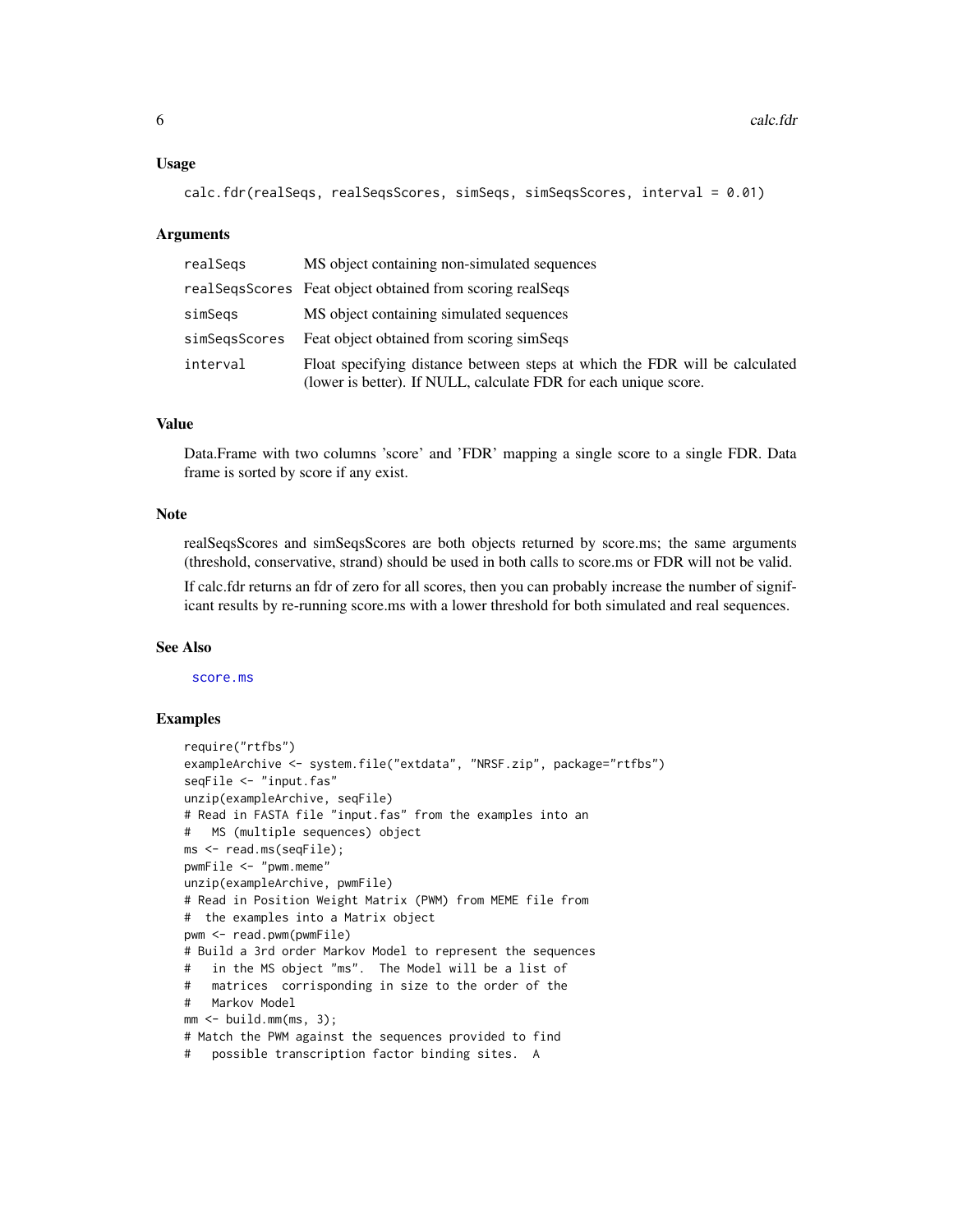## Usage

```
calc.fdr(realSeqs, realSeqsScores, simSeqs, simSeqsScores, interval = 0.01)
```

## Arguments

| | |
|---|---|
| realSeqs | MS object containing non-simulated sequences |
| realSeqsScores | Feat object obtained from scoring realSeqs |
| simSeqs | MS object containing simulated sequences |
| simSeqsScores | Feat object obtained from scoring simSeqs |
| interval | Float specifying distance between steps at which the FDR will be calculated (lower is better). If NULL, calculate FDR for each unique score. |

## Value

Data.Frame with two columns 'score' and 'FDR' mapping a single score to a single FDR. Data frame is sorted by score if any exist.

## Note

realSeqsScores and simSeqsScores are both objects returned by score.ms; the same arguments (threshold, conservative, strand) should be used in both calls to score.ms or FDR will not be valid.

If calc.fdr returns an fdr of zero for all scores, then you can probably increase the number of significant results by re-running score.ms with a lower threshold for both simulated and real sequences.

## See Also

score.ms

## Examples

```
require("rtfbs")
exampleArchive <- system.file("extdata", "NRSF.zip", package="rtfbs")
seqFile <- "input.fas"
unzip(exampleArchive, seqFile)
# Read in FASTA file "input.fas" from the examples into an
#   MS (multiple sequences) object
ms <- read.ms(seqFile);
pwmFile <- "pwm.meme"
unzip(exampleArchive, pwmFile)
# Read in Position Weight Matrix (PWM) from MEME file from
#  the examples into a Matrix object
pwm <- read.pwm(pwmFile)
# Build a 3rd order Markov Model to represent the sequences
#   in the MS object "ms".  The Model will be a list of
#   matrices  corrisponding in size to the order of the
#   Markov Model
mm <- build.mm(ms, 3);
# Match the PWM against the sequences provided to find
#   possible transcription factor binding sites.  A
```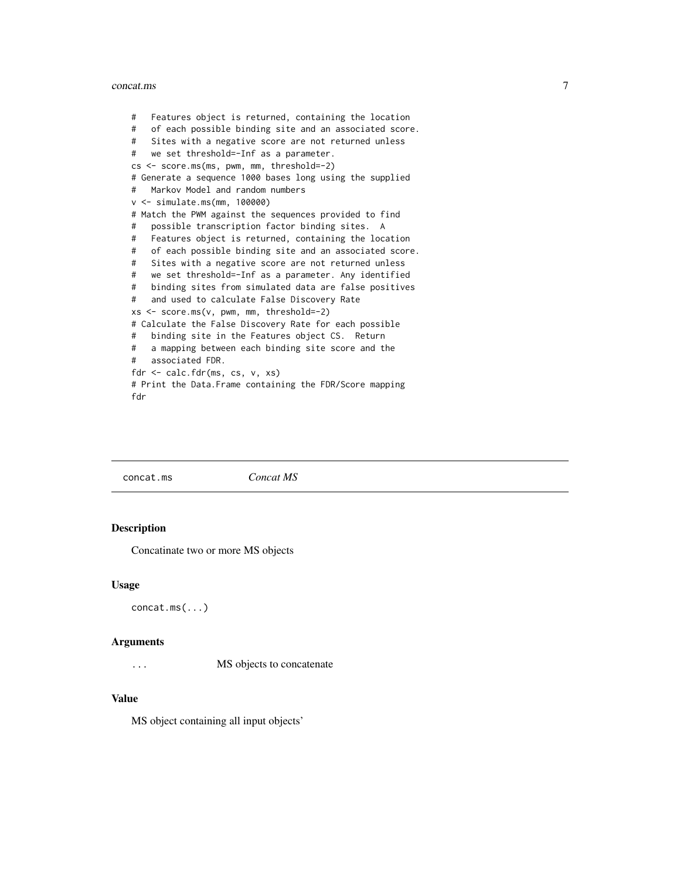```
#   Features object is returned, containing the location
#   of each possible binding site and an associated score.
#   Sites with a negative score are not returned unless
#   we set threshold=-Inf as a parameter.
cs <- score.ms(ms, pwm, mm, threshold=-2)
# Generate a sequence 1000 bases long using the supplied
#   Markov Model and random numbers
v <- simulate.ms(mm, 100000)
# Match the PWM against the sequences provided to find
#   possible transcription factor binding sites.  A
#   Features object is returned, containing the location
#   of each possible binding site and an associated score.
#   Sites with a negative score are not returned unless
#   we set threshold=-Inf as a parameter. Any identified
#   binding sites from simulated data are false positives
#   and used to calculate False Discovery Rate
xs <- score.ms(v, pwm, mm, threshold=-2)
# Calculate the False Discovery Rate for each possible
#   binding site in the Features object CS.  Return
#   a mapping between each binding site score and the
#   associated FDR.
fdr <- calc.fdr(ms, cs, v, xs)
# Print the Data.Frame containing the FDR/Score mapping
fdr
```

---

## concat.ms *Concat MS*

### Description

Concatinate two or more MS objects

### Usage

```
concat.ms(...)
```

### Arguments

| | |
|---|---|
| ... | MS objects to concatenate |

### Value

MS object containing all input objects'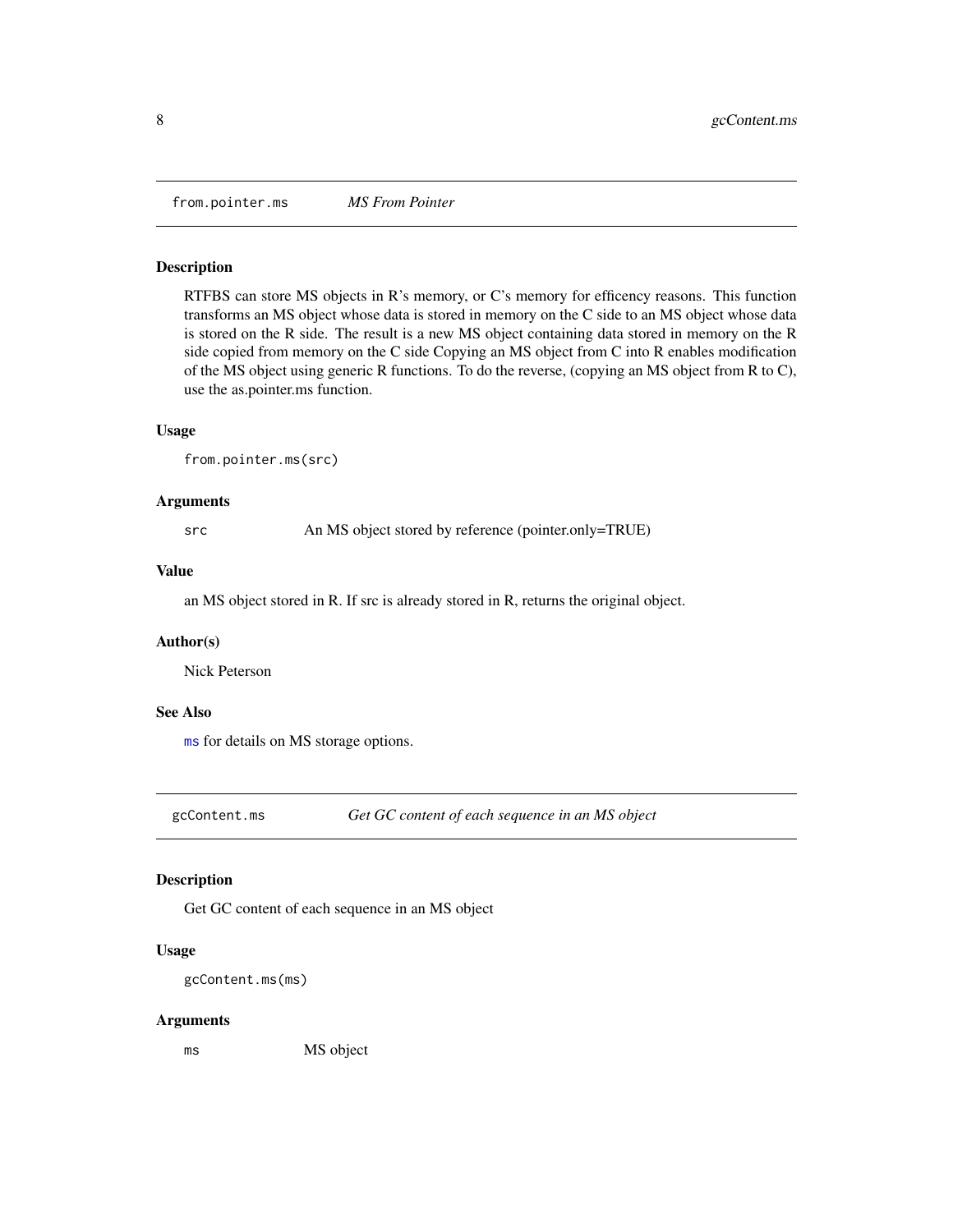## from.pointer.ms *MS From Pointer*

### Description

RTFBS can store MS objects in R's memory, or C's memory for efficency reasons. This function transforms an MS object whose data is stored in memory on the C side to an MS object whose data is stored on the R side. The result is a new MS object containing data stored in memory on the R side copied from memory on the C side Copying an MS object from C into R enables modification of the MS object using generic R functions. To do the reverse, (copying an MS object from R to C), use the as.pointer.ms function.

### Usage

```
from.pointer.ms(src)
```

### Arguments

| | |
|---|---|
| src | An MS object stored by reference (pointer.only=TRUE) |

### Value

an MS object stored in R. If src is already stored in R, returns the original object.

### Author(s)

Nick Peterson

### See Also

ms for details on MS storage options.

## gcContent.ms *Get GC content of each sequence in an MS object*

### Description

Get GC content of each sequence in an MS object

### Usage

```
gcContent.ms(ms)
```

### Arguments

| | |
|---|---|
| ms | MS object |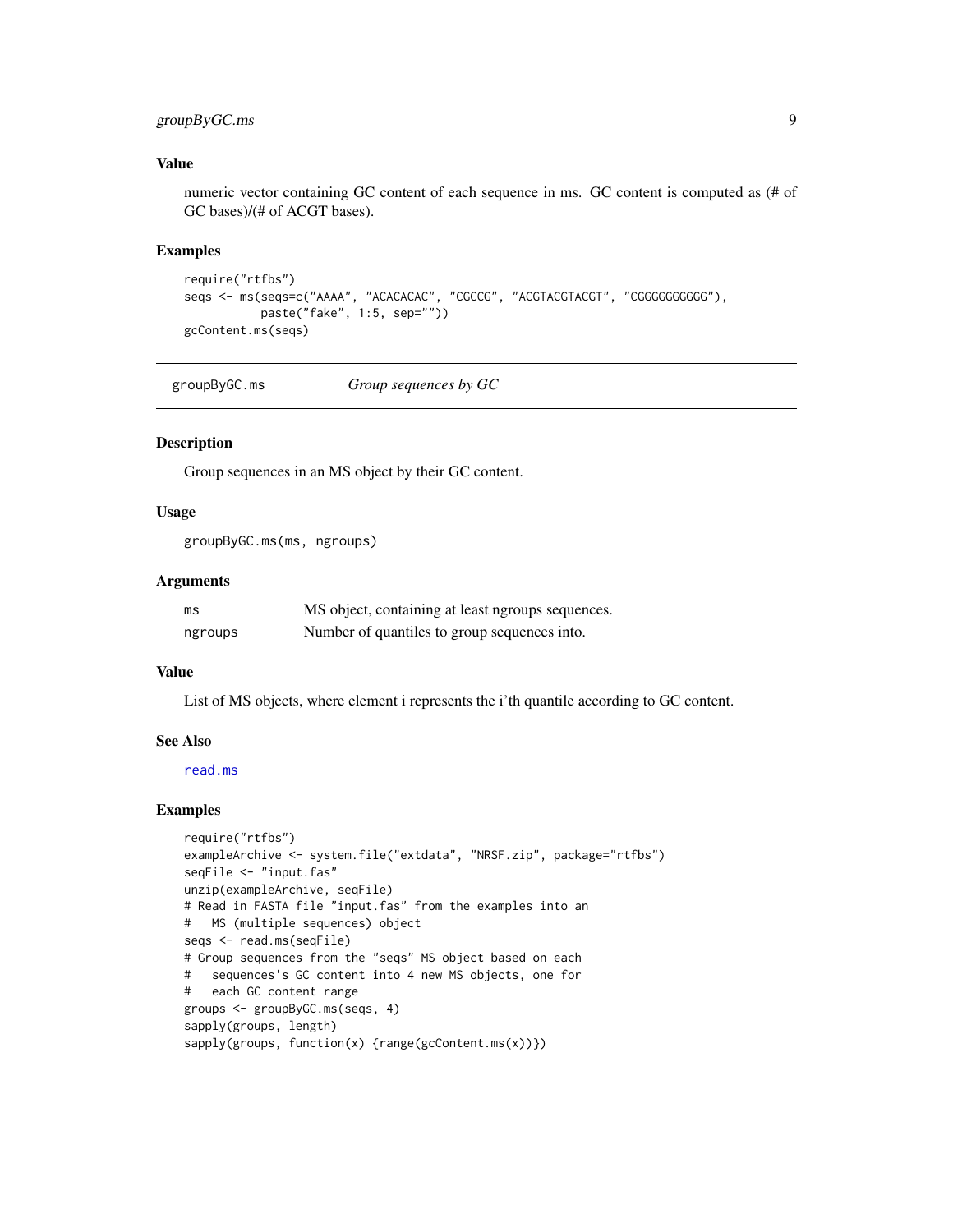### Value

numeric vector containing GC content of each sequence in ms. GC content is computed as (# of GC bases)/(# of ACGT bases).

### Examples

```
require("rtfbs")
seqs <- ms(seqs=c("AAAA", "ACACACAC", "CGCCG", "ACGTACGTACGT", "CGGGGGGGGGG"),
           paste("fake", 1:5, sep=""))
gcContent.ms(seqs)
```

---

## groupByGC.ms — *Group sequences by GC*

### Description

Group sequences in an MS object by their GC content.

### Usage

```
groupByGC.ms(ms, ngroups)
```

### Arguments

| | |
|---|---|
| ms | MS object, containing at least ngroups sequences. |
| ngroups | Number of quantiles to group sequences into. |

### Value

List of MS objects, where element i represents the i'th quantile according to GC content.

### See Also

read.ms

### Examples

```
require("rtfbs")
exampleArchive <- system.file("extdata", "NRSF.zip", package="rtfbs")
seqFile <- "input.fas"
unzip(exampleArchive, seqFile)
# Read in FASTA file "input.fas" from the examples into an
#   MS (multiple sequences) object
seqs <- read.ms(seqFile)
# Group sequences from the "seqs" MS object based on each
#   sequences's GC content into 4 new MS objects, one for
#   each GC content range
groups <- groupByGC.ms(seqs, 4)
sapply(groups, length)
sapply(groups, function(x) {range(gcContent.ms(x))})
```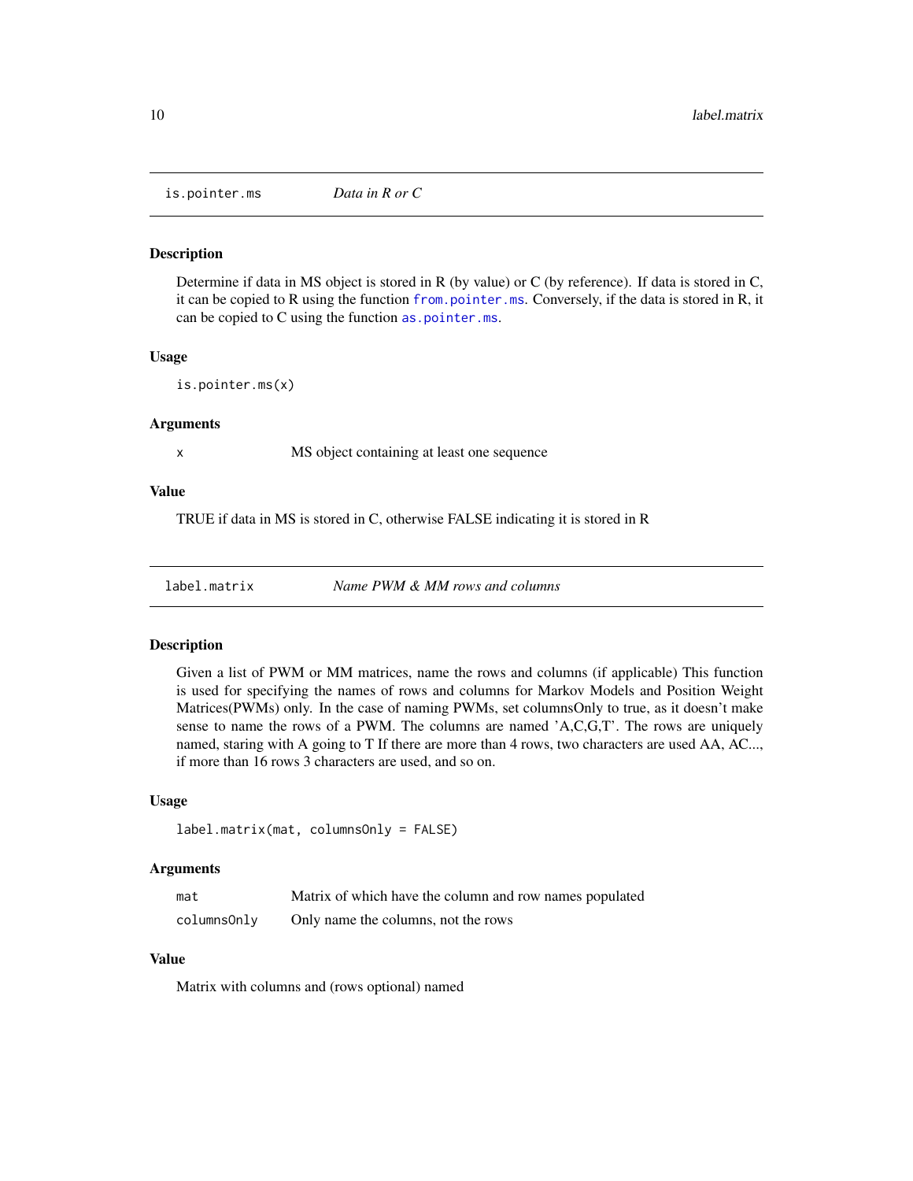## is.pointer.ms — *Data in R or C*

### Description

Determine if data in MS object is stored in R (by value) or C (by reference). If data is stored in C, it can be copied to R using the function `from.pointer.ms`. Conversely, if the data is stored in R, it can be copied to C using the function `as.pointer.ms`.

### Usage

```
is.pointer.ms(x)
```

### Arguments

| | |
|---|---|
| `x` | MS object containing at least one sequence |

### Value

TRUE if data in MS is stored in C, otherwise FALSE indicating it is stored in R

## label.matrix — *Name PWM & MM rows and columns*

### Description

Given a list of PWM or MM matrices, name the rows and columns (if applicable) This function is used for specifying the names of rows and columns for Markov Models and Position Weight Matrices(PWMs) only. In the case of naming PWMs, set columnsOnly to true, as it doesn't make sense to name the rows of a PWM. The columns are named 'A,C,G,T'. The rows are uniquely named, staring with A going to T If there are more than 4 rows, two characters are used AA, AC..., if more than 16 rows 3 characters are used, and so on.

### Usage

```
label.matrix(mat, columnsOnly = FALSE)
```

### Arguments

| | |
|---|---|
| `mat` | Matrix of which have the column and row names populated |
| `columnsOnly` | Only name the columns, not the rows |

### Value

Matrix with columns and (rows optional) named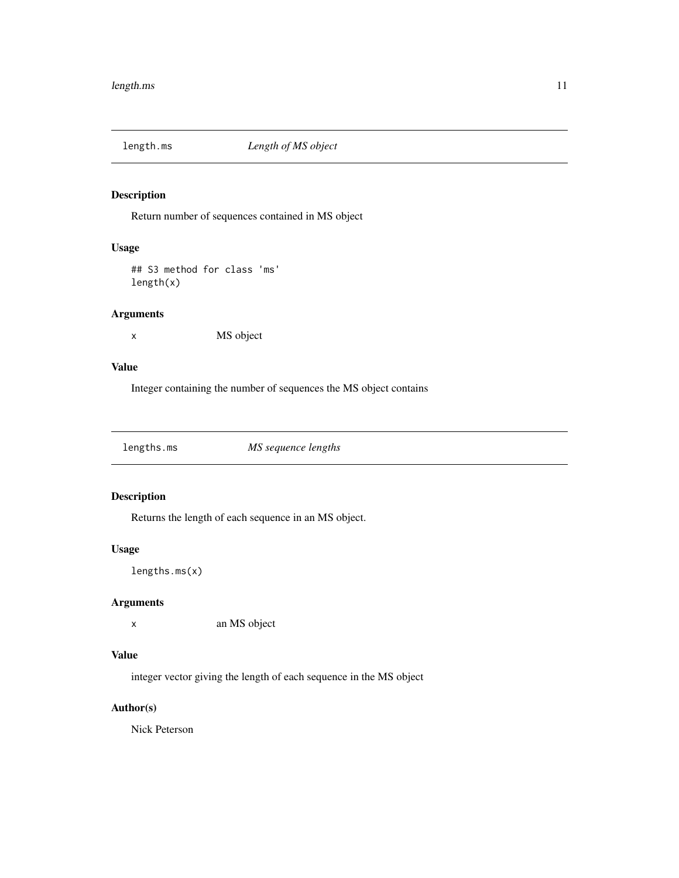## length.ms *Length of MS object*

### Description

Return number of sequences contained in MS object

### Usage

```
## S3 method for class 'ms'
length(x)
```

### Arguments

`x` MS object

### Value

Integer containing the number of sequences the MS object contains

## lengths.ms *MS sequence lengths*

### Description

Returns the length of each sequence in an MS object.

### Usage

```
lengths.ms(x)
```

### Arguments

`x` an MS object

### Value

integer vector giving the length of each sequence in the MS object

### Author(s)

Nick Peterson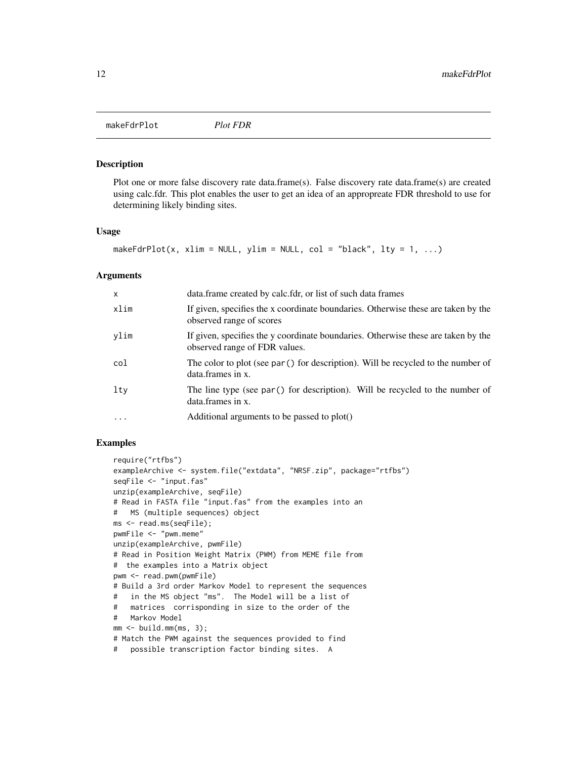## makeFdrPlot *Plot FDR*

### Description

Plot one or more false discovery rate data.frame(s). False discovery rate data.frame(s) are created using calc.fdr. This plot enables the user to get an idea of an appropreate FDR threshold to use for determining likely binding sites.

### Usage

```
makeFdrPlot(x, xlim = NULL, ylim = NULL, col = "black", lty = 1, ...)
```

### Arguments

| | |
|---|---|
| x | data.frame created by calc.fdr, or list of such data frames |
| xlim | If given, specifies the x coordinate boundaries. Otherwise these are taken by the observed range of scores |
| ylim | If given, specifies the y coordinate boundaries. Otherwise these are taken by the observed range of FDR values. |
| col | The color to plot (see `par()` for description). Will be recycled to the number of data.frames in x. |
| lty | The line type (see `par()` for description). Will be recycled to the number of data.frames in x. |
| ... | Additional arguments to be passed to plot() |

### Examples

```
require("rtfbs")
exampleArchive <- system.file("extdata", "NRSF.zip", package="rtfbs")
seqFile <- "input.fas"
unzip(exampleArchive, seqFile)
# Read in FASTA file "input.fas" from the examples into an
#   MS (multiple sequences) object
ms <- read.ms(seqFile);
pwmFile <- "pwm.meme"
unzip(exampleArchive, pwmFile)
# Read in Position Weight Matrix (PWM) from MEME file from
#  the examples into a Matrix object
pwm <- read.pwm(pwmFile)
# Build a 3rd order Markov Model to represent the sequences
#   in the MS object "ms".  The Model will be a list of
#   matrices  corrisponding in size to the order of the
#   Markov Model
mm <- build.mm(ms, 3);
# Match the PWM against the sequences provided to find
#   possible transcription factor binding sites.  A
```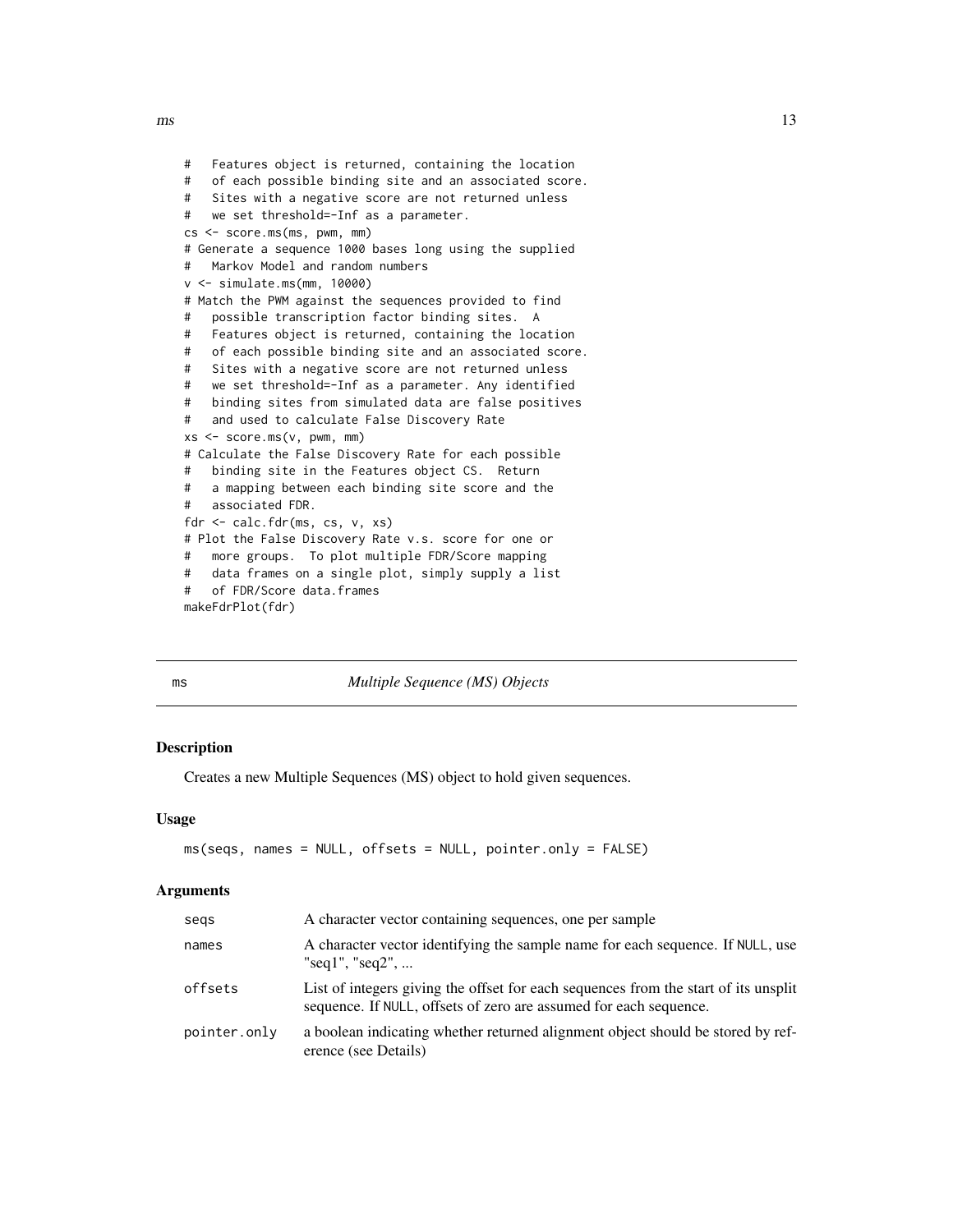```
#   Features object is returned, containing the location
#   of each possible binding site and an associated score.
#   Sites with a negative score are not returned unless
#   we set threshold=-Inf as a parameter.
cs <- score.ms(ms, pwm, mm)
# Generate a sequence 1000 bases long using the supplied
#   Markov Model and random numbers
v <- simulate.ms(mm, 10000)
# Match the PWM against the sequences provided to find
#   possible transcription factor binding sites.  A
#   Features object is returned, containing the location
#   of each possible binding site and an associated score.
#   Sites with a negative score are not returned unless
#   we set threshold=-Inf as a parameter. Any identified
#   binding sites from simulated data are false positives
#   and used to calculate False Discovery Rate
xs <- score.ms(v, pwm, mm)
# Calculate the False Discovery Rate for each possible
#   binding site in the Features object CS.  Return
#   a mapping between each binding site score and the
#   associated FDR.
fdr <- calc.fdr(ms, cs, v, xs)
# Plot the False Discovery Rate v.s. score for one or
#   more groups.  To plot multiple FDR/Score mapping
#   data frames on a single plot, simply supply a list
#   of FDR/Score data.frames
makeFdrPlot(fdr)
```

---

## ms — *Multiple Sequence (MS) Objects*

### Description

Creates a new Multiple Sequences (MS) object to hold given sequences.

### Usage

```
ms(seqs, names = NULL, offsets = NULL, pointer.only = FALSE)
```

### Arguments

| | |
|---|---|
| seqs | A character vector containing sequences, one per sample |
| names | A character vector identifying the sample name for each sequence. If NULL, use "seq1", "seq2", ... |
| offsets | List of integers giving the offset for each sequences from the start of its unsplit sequence. If NULL, offsets of zero are assumed for each sequence. |
| pointer.only | a boolean indicating whether returned alignment object should be stored by reference (see Details) |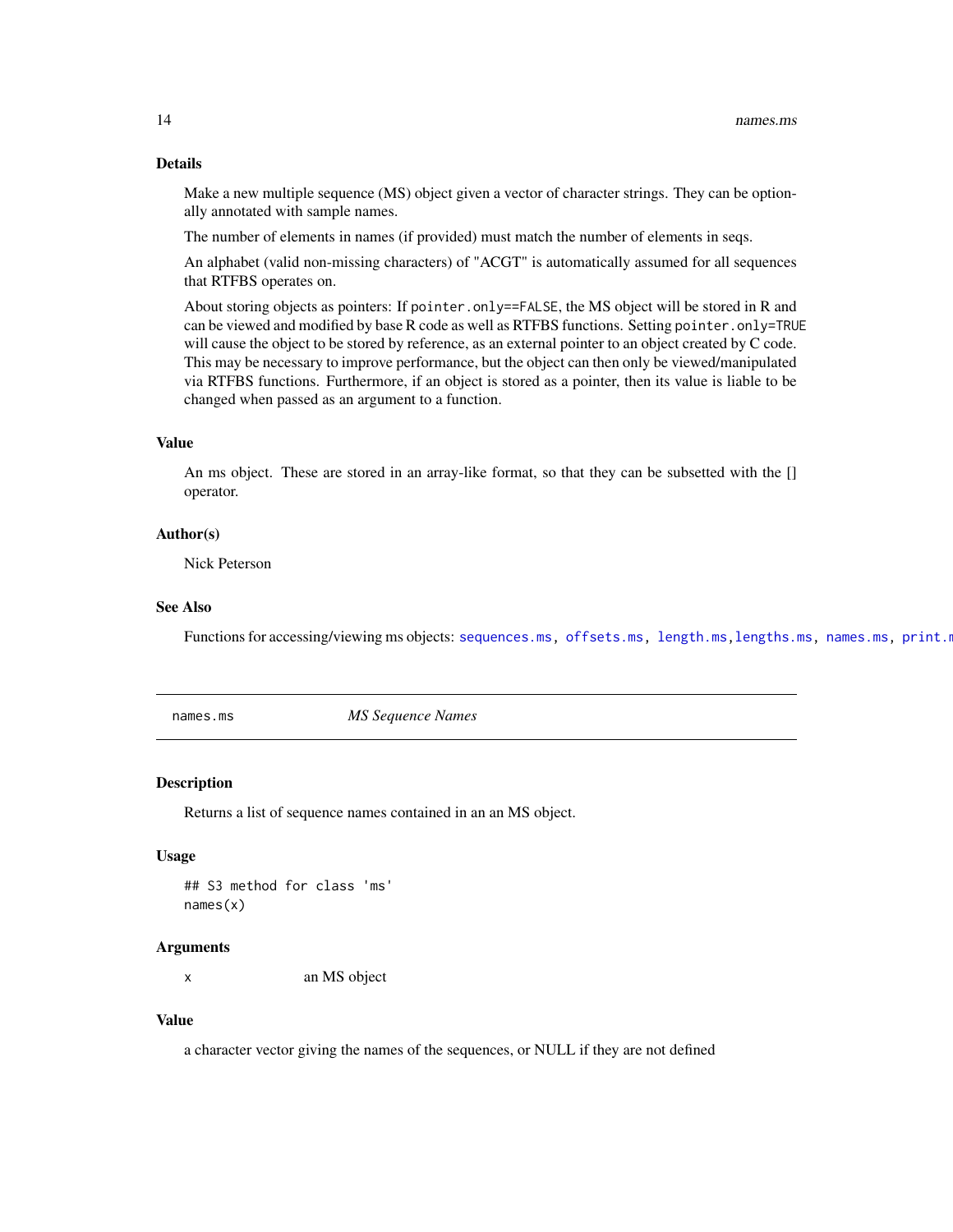### Details

Make a new multiple sequence (MS) object given a vector of character strings. They can be optionally annotated with sample names.

The number of elements in names (if provided) must match the number of elements in seqs.

An alphabet (valid non-missing characters) of "ACGT" is automatically assumed for all sequences that RTFBS operates on.

About storing objects as pointers: If `pointer.only==FALSE`, the MS object will be stored in R and can be viewed and modified by base R code as well as RTFBS functions. Setting `pointer.only=TRUE` will cause the object to be stored by reference, as an external pointer to an object created by C code. This may be necessary to improve performance, but the object can then only be viewed/manipulated via RTFBS functions. Furthermore, if an object is stored as a pointer, then its value is liable to be changed when passed as an argument to a function.

### Value

An ms object. These are stored in an array-like format, so that they can be subsetted with the [] operator.

### Author(s)

Nick Peterson

### See Also

Functions for accessing/viewing ms objects: `sequences.ms`, `offsets.ms`, `length.ms`,`lengths.ms`, `names.ms`, `print.m`

---

## names.ms — *MS Sequence Names*

### Description

Returns a list of sequence names contained in an an MS object.

### Usage

```
## S3 method for class 'ms'
names(x)
```

### Arguments

| | |
|---|---|
| x | an MS object |

### Value

a character vector giving the names of the sequences, or NULL if they are not defined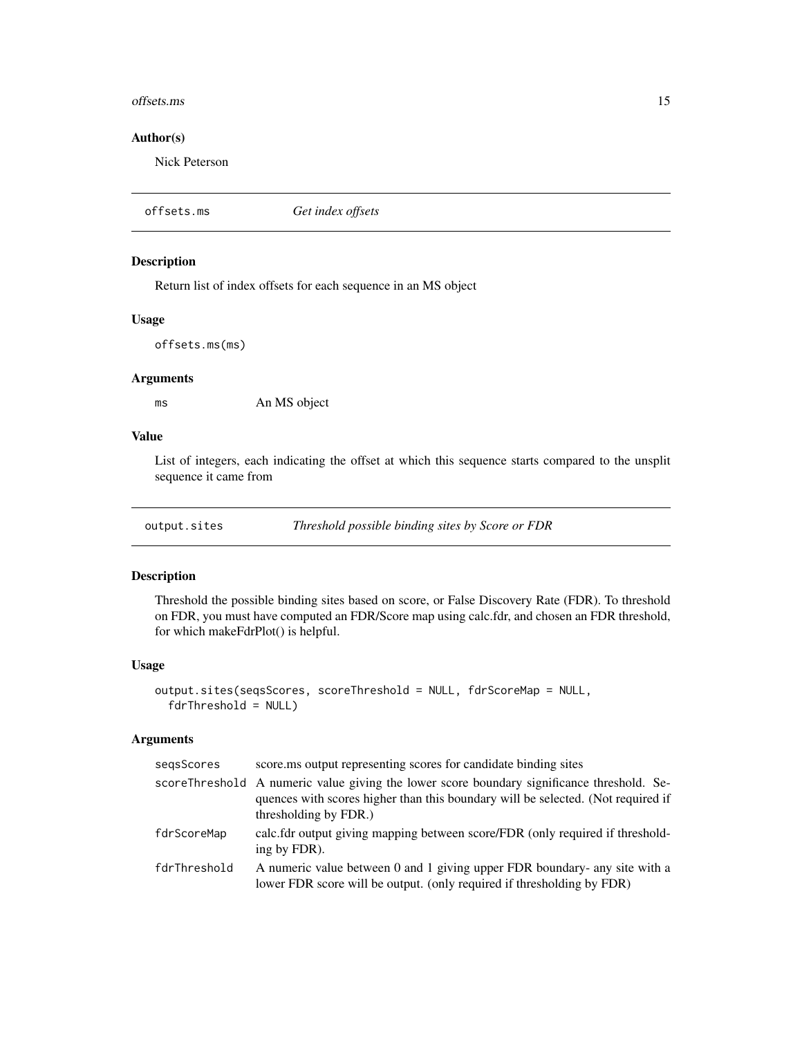### Author(s)

Nick Peterson

---

## offsets.ms — *Get index offsets*

### Description

Return list of index offsets for each sequence in an MS object

### Usage

```
offsets.ms(ms)
```

### Arguments

| | |
|---|---|
| `ms` | An MS object |

### Value

List of integers, each indicating the offset at which this sequence starts compared to the unsplit sequence it came from

---

## output.sites — *Threshold possible binding sites by Score or FDR*

### Description

Threshold the possible binding sites based on score, or False Discovery Rate (FDR). To threshold on FDR, you must have computed an FDR/Score map using calc.fdr, and chosen an FDR threshold, for which makeFdrPlot() is helpful.

### Usage

```
output.sites(seqsScores, scoreThreshold = NULL, fdrScoreMap = NULL,
  fdrThreshold = NULL)
```

### Arguments

| | |
|---|---|
| `seqsScores` | score.ms output representing scores for candidate binding sites |
| `scoreThreshold` | A numeric value giving the lower score boundary significance threshold. Sequences with scores higher than this boundary will be selected. (Not required if thresholding by FDR.) |
| `fdrScoreMap` | calc.fdr output giving mapping between score/FDR (only required if thresholding by FDR). |
| `fdrThreshold` | A numeric value between 0 and 1 giving upper FDR boundary- any site with a lower FDR score will be output. (only required if thresholding by FDR) |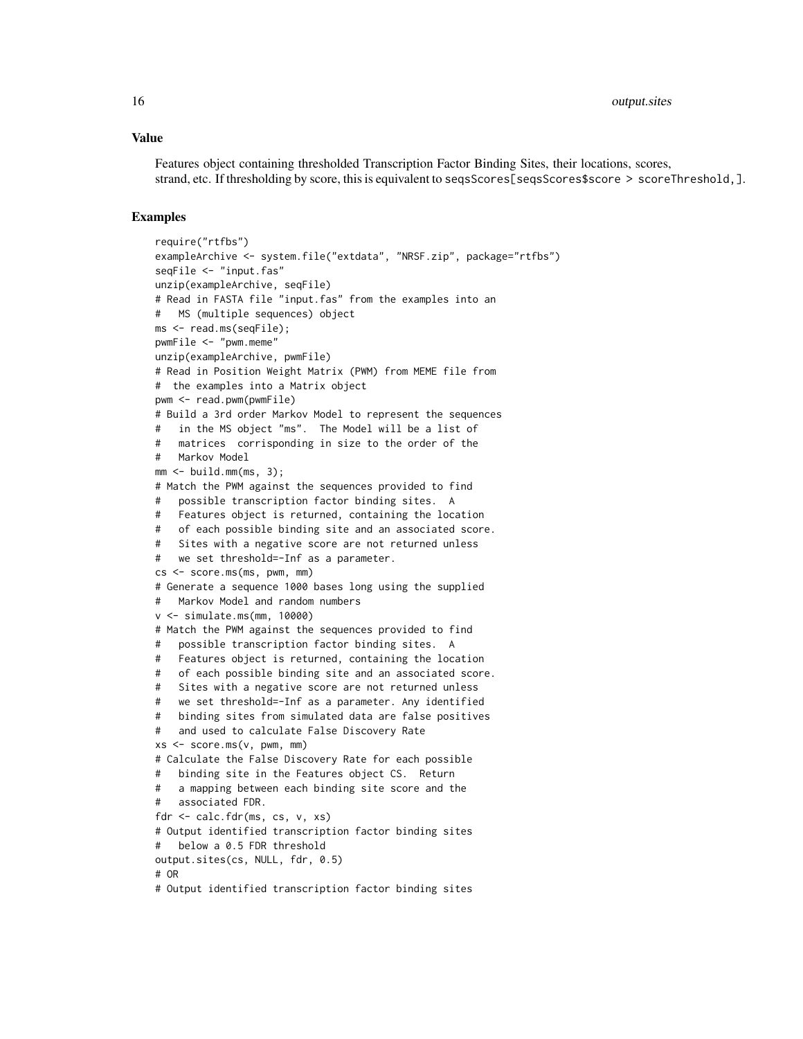## Value

Features object containing thresholded Transcription Factor Binding Sites, their locations, scores, strand, etc. If thresholding by score, this is equivalent to seqsScores[seqsScores$score > scoreThreshold,].

## Examples

```
require("rtfbs")
exampleArchive <- system.file("extdata", "NRSF.zip", package="rtfbs")
seqFile <- "input.fas"
unzip(exampleArchive, seqFile)
# Read in FASTA file "input.fas" from the examples into an
#   MS (multiple sequences) object
ms <- read.ms(seqFile);
pwmFile <- "pwm.meme"
unzip(exampleArchive, pwmFile)
# Read in Position Weight Matrix (PWM) from MEME file from
#  the examples into a Matrix object
pwm <- read.pwm(pwmFile)
# Build a 3rd order Markov Model to represent the sequences
#   in the MS object "ms".  The Model will be a list of
#   matrices  corrisponding in size to the order of the
#   Markov Model
mm <- build.mm(ms, 3);
# Match the PWM against the sequences provided to find
#   possible transcription factor binding sites.  A
#   Features object is returned, containing the location
#   of each possible binding site and an associated score.
#   Sites with a negative score are not returned unless
#   we set threshold=-Inf as a parameter.
cs <- score.ms(ms, pwm, mm)
# Generate a sequence 1000 bases long using the supplied
#   Markov Model and random numbers
v <- simulate.ms(mm, 10000)
# Match the PWM against the sequences provided to find
#   possible transcription factor binding sites.  A
#   Features object is returned, containing the location
#   of each possible binding site and an associated score.
#   Sites with a negative score are not returned unless
#   we set threshold=-Inf as a parameter. Any identified
#   binding sites from simulated data are false positives
#   and used to calculate False Discovery Rate
xs <- score.ms(v, pwm, mm)
# Calculate the False Discovery Rate for each possible
#   binding site in the Features object CS.  Return
#   a mapping between each binding site score and the
#   associated FDR.
fdr <- calc.fdr(ms, cs, v, xs)
# Output identified transcription factor binding sites
#   below a 0.5 FDR threshold
output.sites(cs, NULL, fdr, 0.5)
# OR
# Output identified transcription factor binding sites
```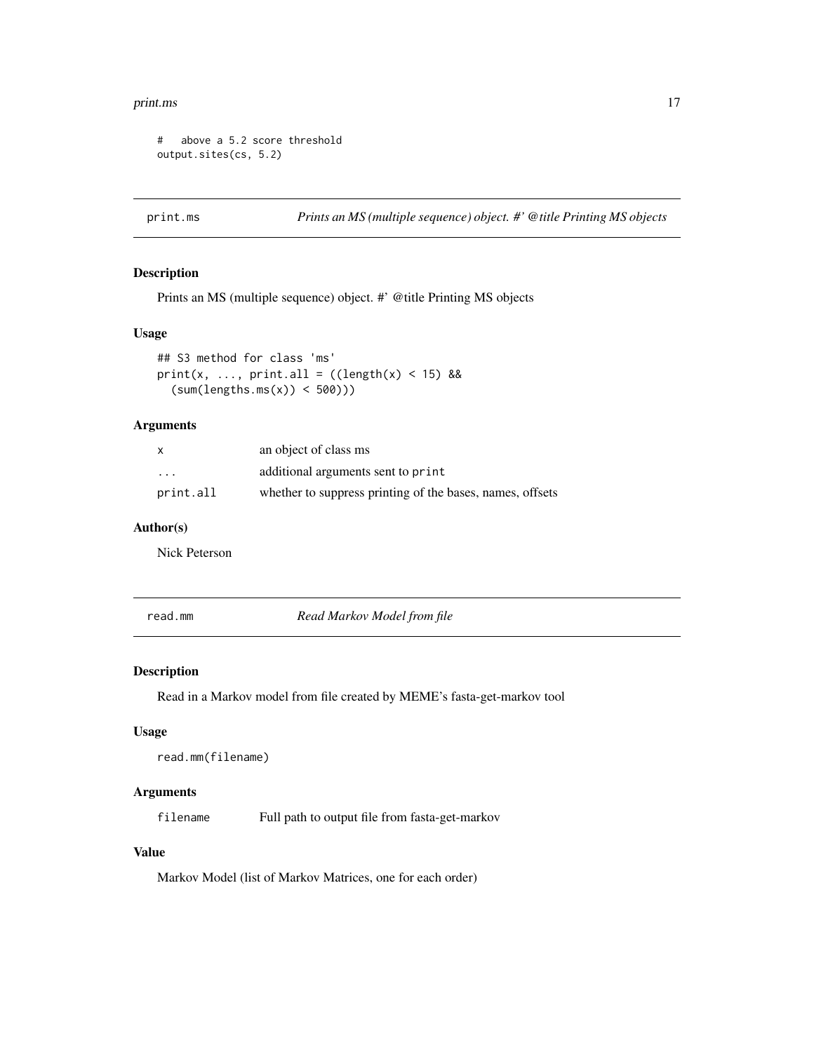```
#   above a 5.2 score threshold
output.sites(cs, 5.2)
```

---

## print.ms — *Prints an MS (multiple sequence) object. #' @title Printing MS objects*

### Description

Prints an MS (multiple sequence) object. #' @title Printing MS objects

### Usage

```
## S3 method for class 'ms'
print(x, ..., print.all = ((length(x) < 15) &&
  (sum(lengths.ms(x)) < 500)))
```

### Arguments

| | |
|---|---|
| `x` | an object of class ms |
| `...` | additional arguments sent to `print` |
| `print.all` | whether to suppress printing of the bases, names, offsets |

### Author(s)

Nick Peterson

---

## read.mm — *Read Markov Model from file*

### Description

Read in a Markov model from file created by MEME's fasta-get-markov tool

### Usage

```
read.mm(filename)
```

### Arguments

| | |
|---|---|
| `filename` | Full path to output file from fasta-get-markov |

### Value

Markov Model (list of Markov Matrices, one for each order)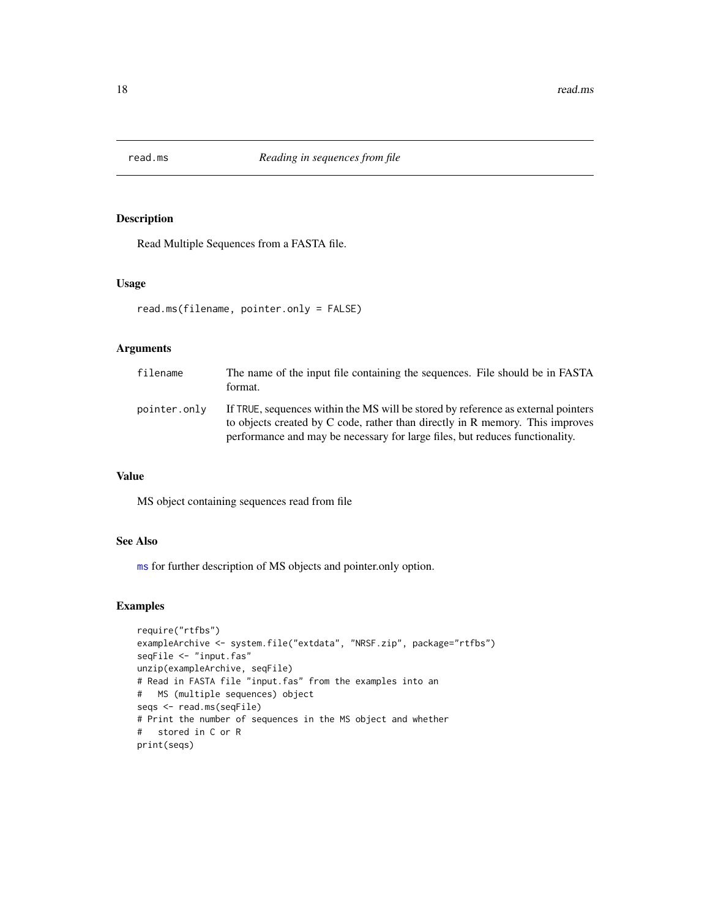# read.ms — *Reading in sequences from file*

## Description

Read Multiple Sequences from a FASTA file.

## Usage

```
read.ms(filename, pointer.only = FALSE)
```

## Arguments

| | |
|---|---|
| `filename` | The name of the input file containing the sequences. File should be in FASTA format. |
| `pointer.only` | If `TRUE`, sequences within the MS will be stored by reference as external pointers to objects created by C code, rather than directly in R memory. This improves performance and may be necessary for large files, but reduces functionality. |

## Value

MS object containing sequences read from file

## See Also

`ms` for further description of MS objects and pointer.only option.

## Examples

```
require("rtfbs")
exampleArchive <- system.file("extdata", "NRSF.zip", package="rtfbs")
seqFile <- "input.fas"
unzip(exampleArchive, seqFile)
# Read in FASTA file "input.fas" from the examples into an
#   MS (multiple sequences) object
seqs <- read.ms(seqFile)
# Print the number of sequences in the MS object and whether
#   stored in C or R
print(seqs)
```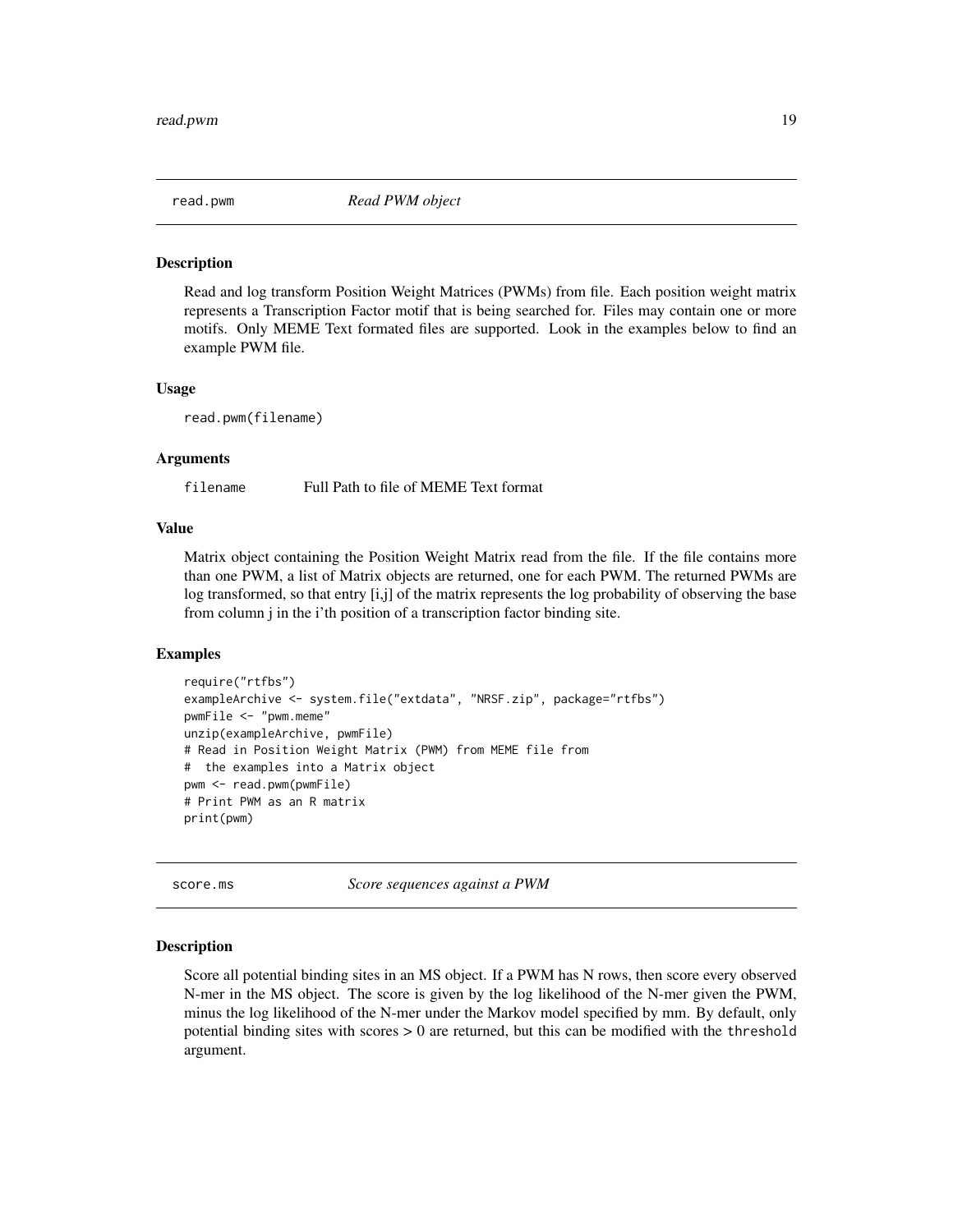## read.pwm *Read PWM object*

### Description

Read and log transform Position Weight Matrices (PWMs) from file. Each position weight matrix represents a Transcription Factor motif that is being searched for. Files may contain one or more motifs. Only MEME Text formated files are supported. Look in the examples below to find an example PWM file.

### Usage

```
read.pwm(filename)
```

### Arguments

| | |
|---|---|
| filename | Full Path to file of MEME Text format |

### Value

Matrix object containing the Position Weight Matrix read from the file. If the file contains more than one PWM, a list of Matrix objects are returned, one for each PWM. The returned PWMs are log transformed, so that entry [i,j] of the matrix represents the log probability of observing the base from column j in the i'th position of a transcription factor binding site.

### Examples

```
require("rtfbs")
exampleArchive <- system.file("extdata", "NRSF.zip", package="rtfbs")
pwmFile <- "pwm.meme"
unzip(exampleArchive, pwmFile)
# Read in Position Weight Matrix (PWM) from MEME file from
#  the examples into a Matrix object
pwm <- read.pwm(pwmFile)
# Print PWM as an R matrix
print(pwm)
```

## score.ms *Score sequences against a PWM*

### Description

Score all potential binding sites in an MS object. If a PWM has N rows, then score every observed N-mer in the MS object. The score is given by the log likelihood of the N-mer given the PWM, minus the log likelihood of the N-mer under the Markov model specified by mm. By default, only potential binding sites with scores > 0 are returned, but this can be modified with the threshold argument.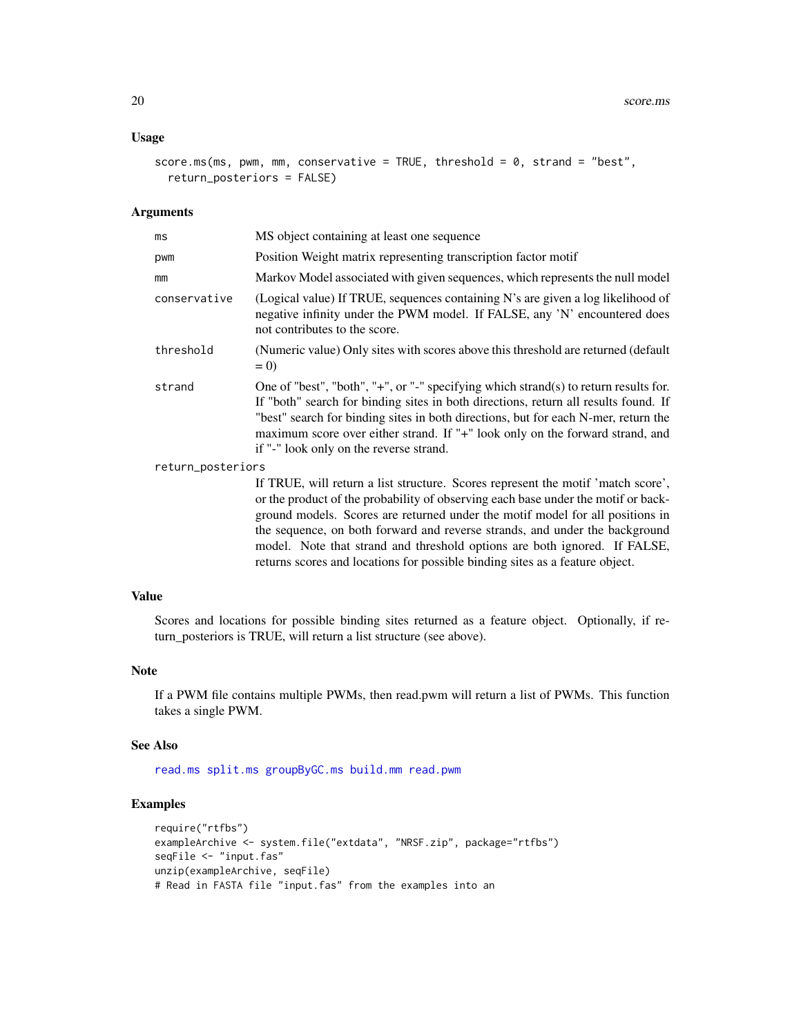### Usage

```
score.ms(ms, pwm, mm, conservative = TRUE, threshold = 0, strand = "best",
  return_posteriors = FALSE)
```

### Arguments

| | |
|---|---|
| ms | MS object containing at least one sequence |
| pwm | Position Weight matrix representing transcription factor motif |
| mm | Markov Model associated with given sequences, which represents the null model |
| conservative | (Logical value) If TRUE, sequences containing N's are given a log likelihood of negative infinity under the PWM model. If FALSE, any 'N' encountered does not contributes to the score. |
| threshold | (Numeric value) Only sites with scores above this threshold are returned (default = 0) |
| strand | One of "best", "both", "+", or "-" specifying which strand(s) to return results for. If "both" search for binding sites in both directions, return all results found. If "best" search for binding sites in both directions, but for each N-mer, return the maximum score over either strand. If "+" look only on the forward strand, and if "-" look only on the reverse strand. |
| return_posteriors | If TRUE, will return a list structure. Scores represent the motif 'match score', or the product of the probability of observing each base under the motif or background models. Scores are returned under the motif model for all positions in the sequence, on both forward and reverse strands, and under the background model. Note that strand and threshold options are both ignored. If FALSE, returns scores and locations for possible binding sites as a feature object. |

### Value

Scores and locations for possible binding sites returned as a feature object. Optionally, if return_posteriors is TRUE, will return a list structure (see above).

### Note

If a PWM file contains multiple PWMs, then read.pwm will return a list of PWMs. This function takes a single PWM.

### See Also

read.ms split.ms groupByGC.ms build.mm read.pwm

### Examples

```
require("rtfbs")
exampleArchive <- system.file("extdata", "NRSF.zip", package="rtfbs")
seqFile <- "input.fas"
unzip(exampleArchive, seqFile)
# Read in FASTA file "input.fas" from the examples into an
```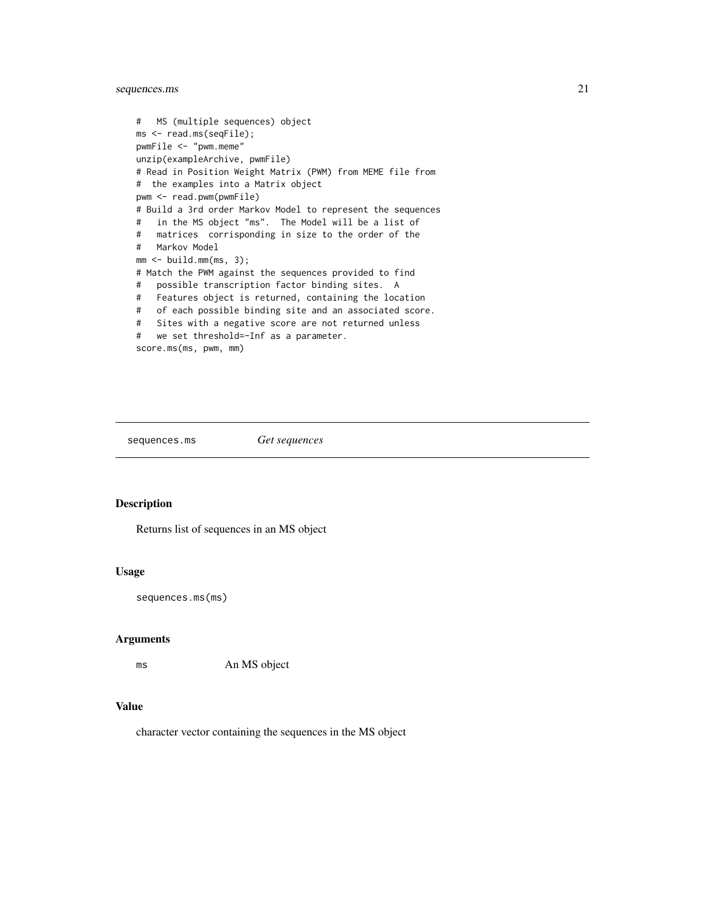```
#   MS (multiple sequences) object
ms <- read.ms(seqFile);
pwmFile <- "pwm.meme"
unzip(exampleArchive, pwmFile)
# Read in Position Weight Matrix (PWM) from MEME file from
#  the examples into a Matrix object
pwm <- read.pwm(pwmFile)
# Build a 3rd order Markov Model to represent the sequences
#   in the MS object "ms".  The Model will be a list of
#   matrices  corrisponding in size to the order of the
#   Markov Model
mm <- build.mm(ms, 3);
# Match the PWM against the sequences provided to find
#   possible transcription factor binding sites.  A
#   Features object is returned, containing the location
#   of each possible binding site and an associated score.
#   Sites with a negative score are not returned unless
#   we set threshold=-Inf as a parameter.
score.ms(ms, pwm, mm)
```

---

`sequences.ms` *Get sequences*

---

## Description

Returns list of sequences in an MS object

## Usage

```
sequences.ms(ms)
```

## Arguments

| | |
|---|---|
| `ms` | An MS object |

## Value

character vector containing the sequences in the MS object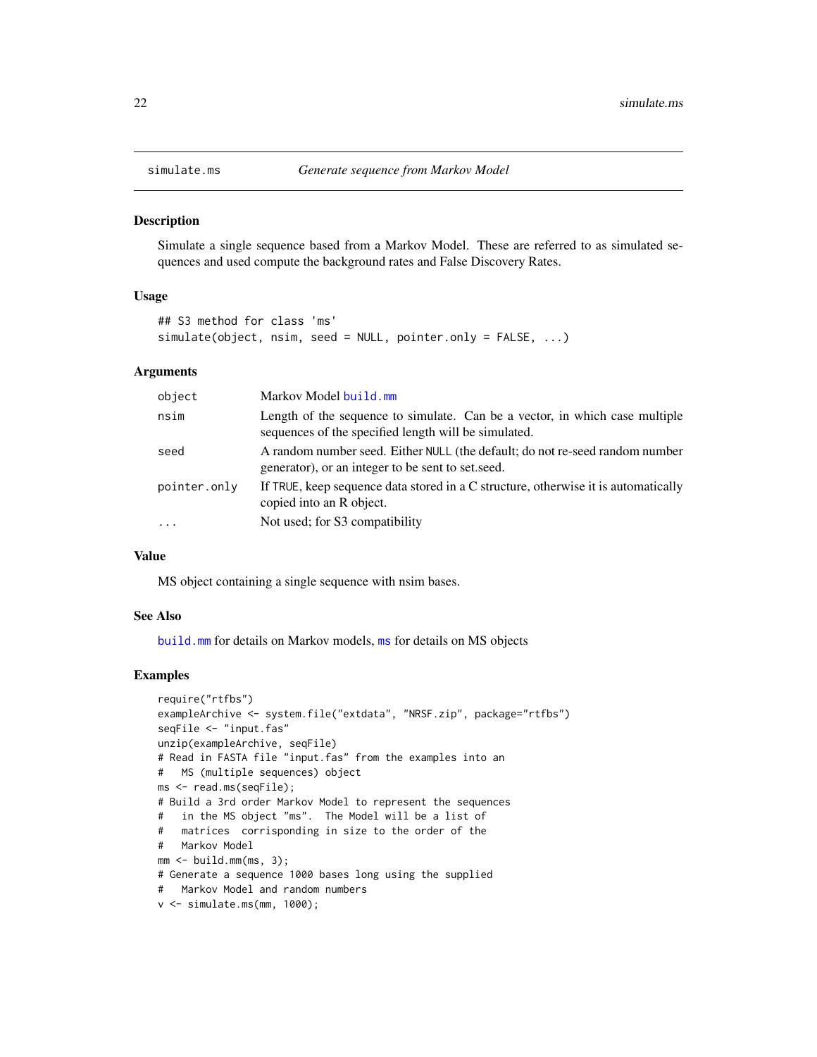## simulate.ms — *Generate sequence from Markov Model*

### Description

Simulate a single sequence based from a Markov Model. These are referred to as simulated sequences and used compute the background rates and False Discovery Rates.

### Usage

```
## S3 method for class 'ms'
simulate(object, nsim, seed = NULL, pointer.only = FALSE, ...)
```

### Arguments

| | |
|---|---|
| object | Markov Model build.mm |
| nsim | Length of the sequence to simulate. Can be a vector, in which case multiple sequences of the specified length will be simulated. |
| seed | A random number seed. Either NULL (the default; do not re-seed random number generator), or an integer to be sent to set.seed. |
| pointer.only | If TRUE, keep sequence data stored in a C structure, otherwise it is automatically copied into an R object. |
| ... | Not used; for S3 compatibility |

### Value

MS object containing a single sequence with nsim bases.

### See Also

build.mm for details on Markov models, ms for details on MS objects

### Examples

```
require("rtfbs")
exampleArchive <- system.file("extdata", "NRSF.zip", package="rtfbs")
seqFile <- "input.fas"
unzip(exampleArchive, seqFile)
# Read in FASTA file "input.fas" from the examples into an
#   MS (multiple sequences) object
ms <- read.ms(seqFile);
# Build a 3rd order Markov Model to represent the sequences
#   in the MS object "ms".  The Model will be a list of
#   matrices  corrisponding in size to the order of the
#   Markov Model
mm <- build.mm(ms, 3);
# Generate a sequence 1000 bases long using the supplied
#   Markov Model and random numbers
v <- simulate.ms(mm, 1000);
```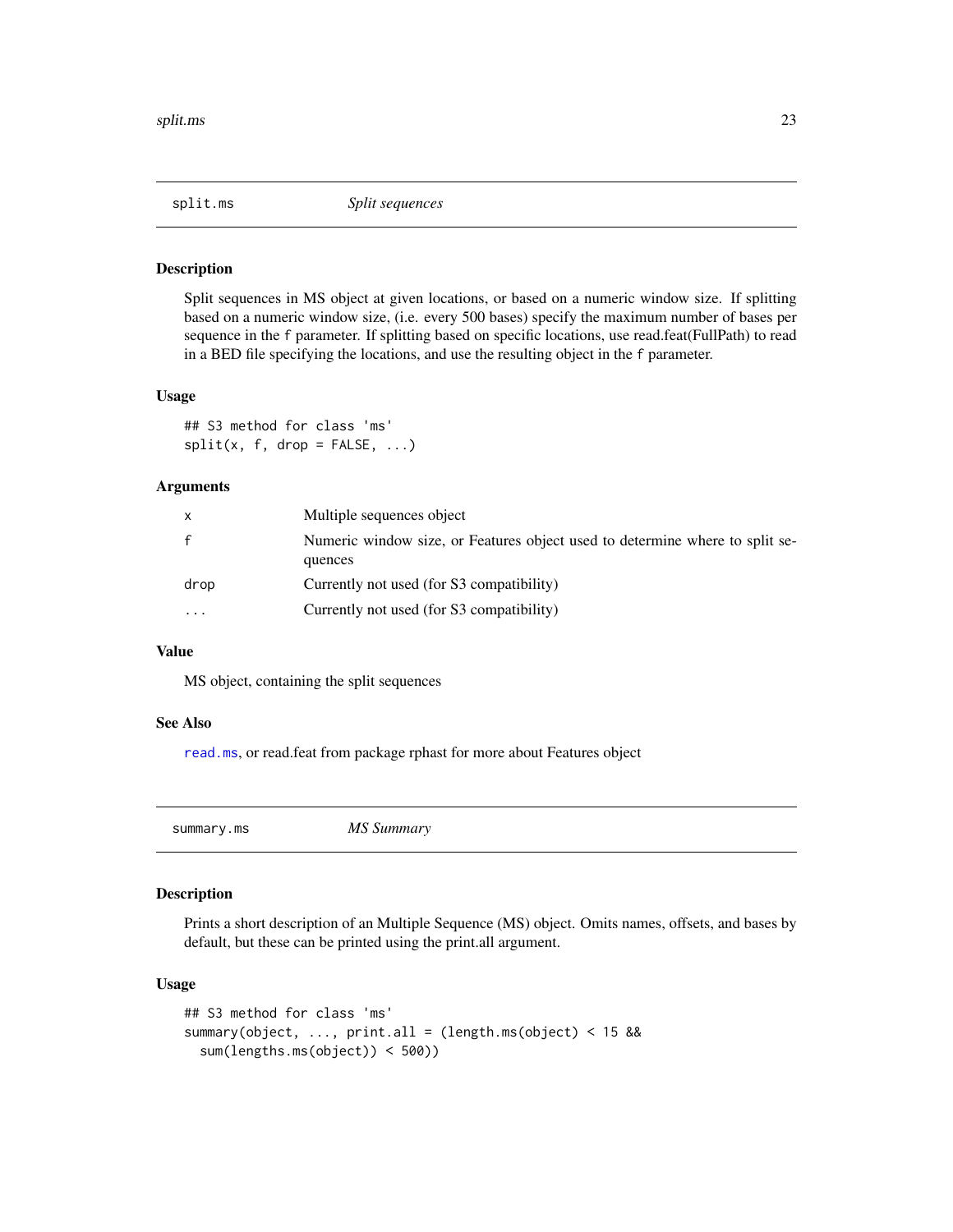## split.ms *Split sequences*

### Description

Split sequences in MS object at given locations, or based on a numeric window size. If splitting based on a numeric window size, (i.e. every 500 bases) specify the maximum number of bases per sequence in the `f` parameter. If splitting based on specific locations, use read.feat(FullPath) to read in a BED file specifying the locations, and use the resulting object in the `f` parameter.

### Usage

```
## S3 method for class 'ms'
split(x, f, drop = FALSE, ...)
```

### Arguments

| | |
|---|---|
| `x` | Multiple sequences object |
| `f` | Numeric window size, or Features object used to determine where to split sequences |
| `drop` | Currently not used (for S3 compatibility) |
| `...` | Currently not used (for S3 compatibility) |

### Value

MS object, containing the split sequences

### See Also

`read.ms`, or read.feat from package rphast for more about Features object

## summary.ms *MS Summary*

### Description

Prints a short description of an Multiple Sequence (MS) object. Omits names, offsets, and bases by default, but these can be printed using the print.all argument.

### Usage

```
## S3 method for class 'ms'
summary(object, ..., print.all = (length.ms(object) < 15 &&
  sum(lengths.ms(object)) < 500))
```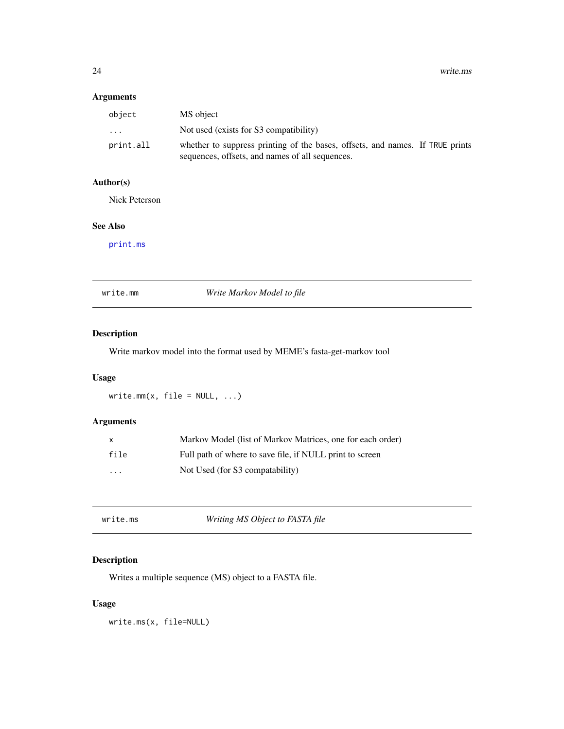## Arguments

| | |
|---|---|
| `object` | MS object |
| `...` | Not used (exists for S3 compatibility) |
| `print.all` | whether to suppress printing of the bases, offsets, and names. If `TRUE` prints sequences, offsets, and names of all sequences. |

## Author(s)

Nick Peterson

## See Also

`print.ms`

---

# `write.mm` — *Write Markov Model to file*

## Description

Write markov model into the format used by MEME's fasta-get-markov tool

## Usage

```
write.mm(x, file = NULL, ...)
```

## Arguments

| | |
|---|---|
| `x` | Markov Model (list of Markov Matrices, one for each order) |
| `file` | Full path of where to save file, if NULL print to screen |
| `...` | Not Used (for S3 compatability) |

---

# `write.ms` — *Writing MS Object to FASTA file*

## Description

Writes a multiple sequence (MS) object to a FASTA file.

## Usage

```
write.ms(x, file=NULL)
```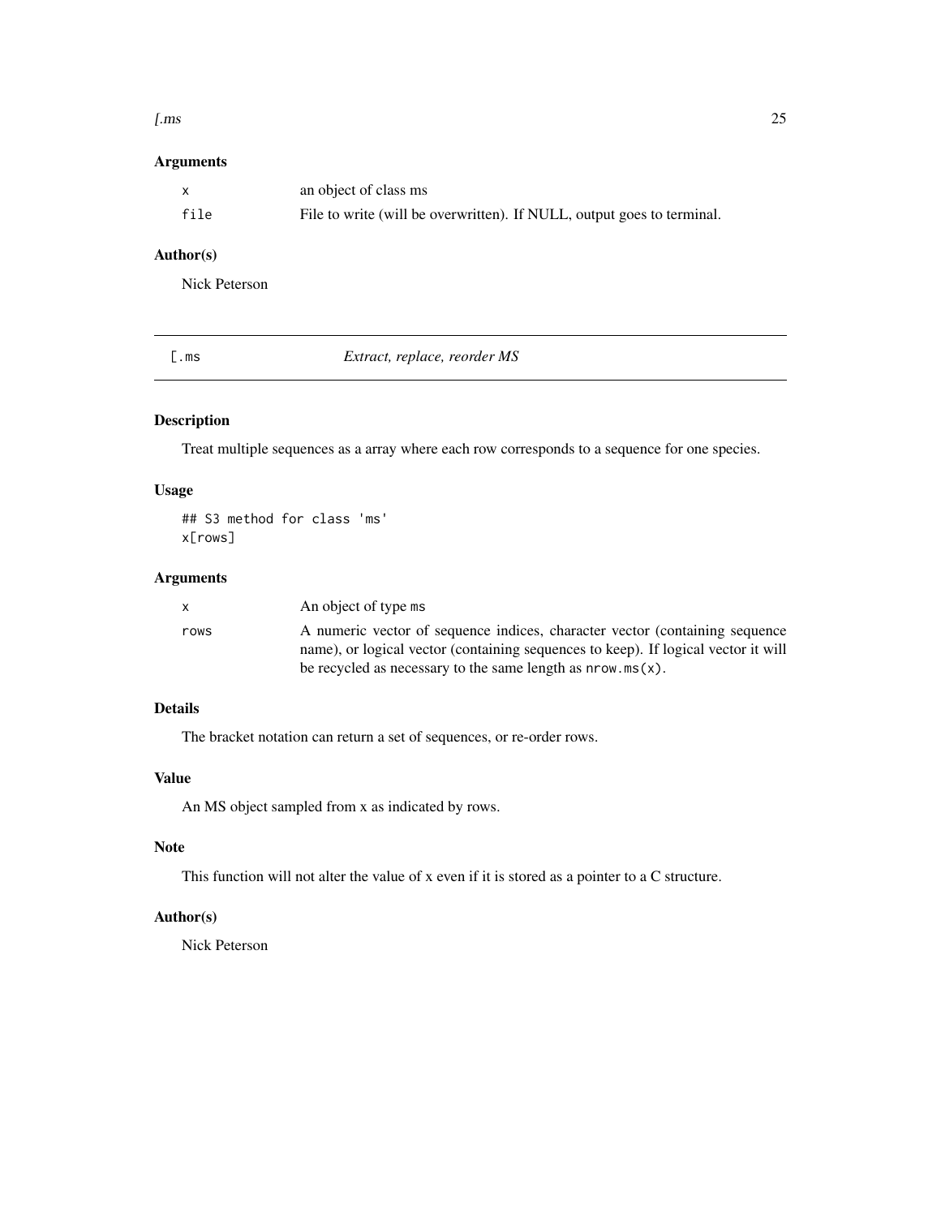### Arguments

| | |
|---|---|
| x | an object of class ms |
| file | File to write (will be overwritten). If NULL, output goes to terminal. |

### Author(s)

Nick Peterson

---

## [.ms *Extract, replace, reorder MS*

---

### Description

Treat multiple sequences as a array where each row corresponds to a sequence for one species.

### Usage

```
## S3 method for class 'ms'
x[rows]
```

### Arguments

| | |
|---|---|
| x | An object of type ms |
| rows | A numeric vector of sequence indices, character vector (containing sequence name), or logical vector (containing sequences to keep). If logical vector it will be recycled as necessary to the same length as `nrow.ms(x)`. |

### Details

The bracket notation can return a set of sequences, or re-order rows.

### Value

An MS object sampled from x as indicated by rows.

### Note

This function will not alter the value of x even if it is stored as a pointer to a C structure.

### Author(s)

Nick Peterson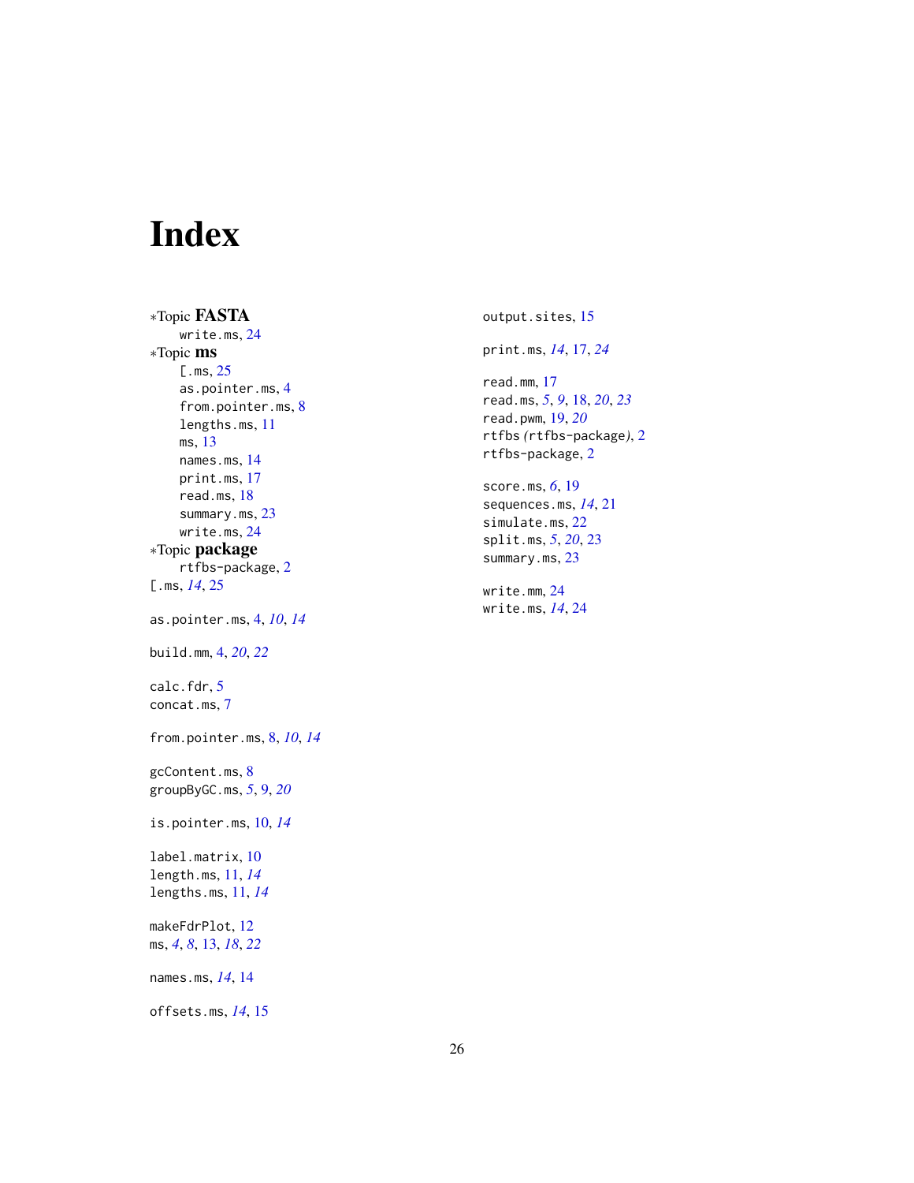# Index

*Topic **FASTA**
    write.ms, 24
*Topic **ms**
    [.ms, 25
    as.pointer.ms, 4
    from.pointer.ms, 8
    lengths.ms, 11
    ms, 13
    names.ms, 14
    print.ms, 17
    read.ms, 18
    summary.ms, 23
    write.ms, 24
*Topic **package**
    rtfbs-package, 2
[.ms, *14*, 25

as.pointer.ms, 4, *10*, *14*

build.mm, 4, *20*, *22*

calc.fdr, 5
concat.ms, 7

from.pointer.ms, 8, *10*, *14*

gcContent.ms, 8
groupByGC.ms, *5*, 9, *20*

is.pointer.ms, 10, *14*

label.matrix, 10
length.ms, 11, *14*
lengths.ms, 11, *14*

makeFdrPlot, 12
ms, *4*, *8*, 13, *18*, *22*

names.ms, *14*, 14

offsets.ms, *14*, 15

output.sites, 15

print.ms, *14*, 17, *24*

read.mm, 17
read.ms, *5*, *9*, 18, *20*, *23*
read.pwm, 19, *20*
rtfbs *(rtfbs-package)*, 2
rtfbs-package, 2

score.ms, *6*, 19
sequences.ms, *14*, 21
simulate.ms, 22
split.ms, *5*, *20*, 23
summary.ms, 23

write.mm, 24
write.ms, *14*, 24